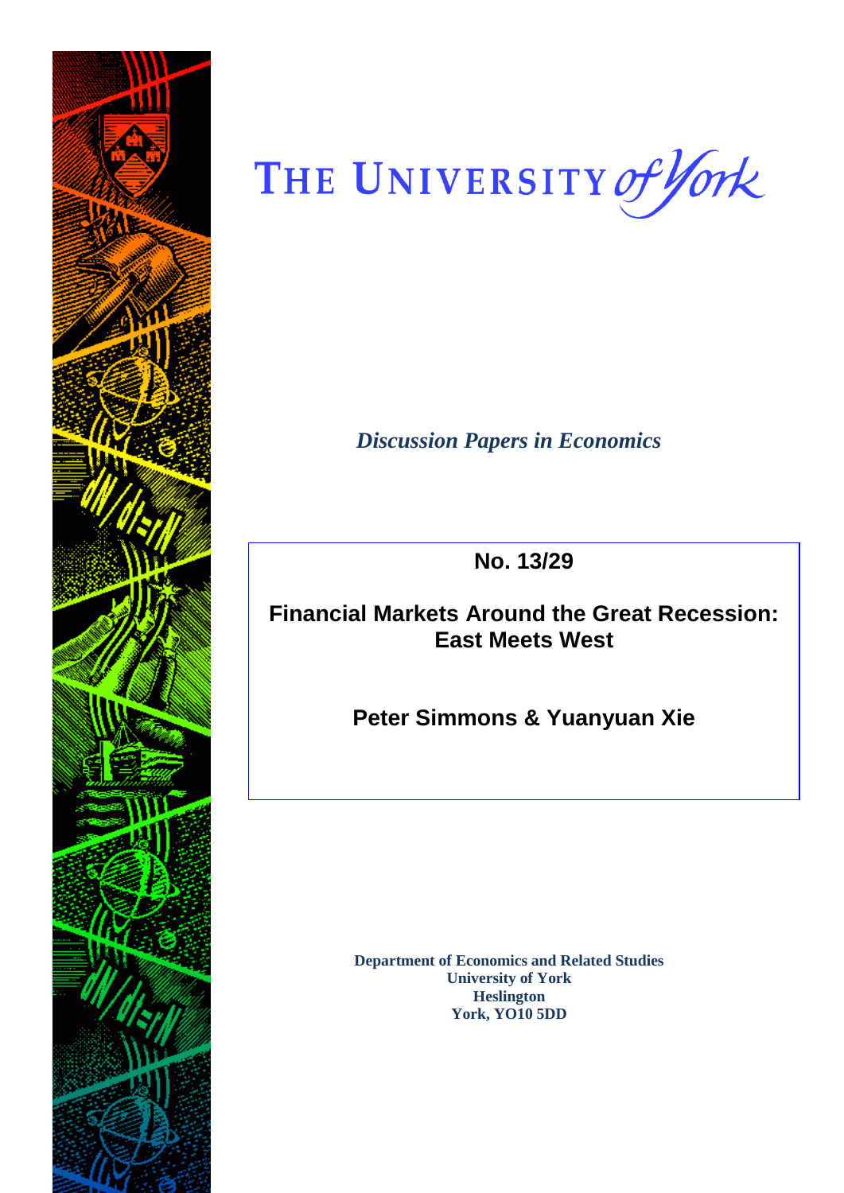THE UNIVERSITY *of York*

*Discussion Papers in Economics*

**No. 13/29**

# Financial Markets Around the Great Recession: East Meets West

**Peter Simmons & Yuanyuan Xie**

**Department of Economics and Related Studies**
**University of York**
**Heslington**
**York, YO10 5DD**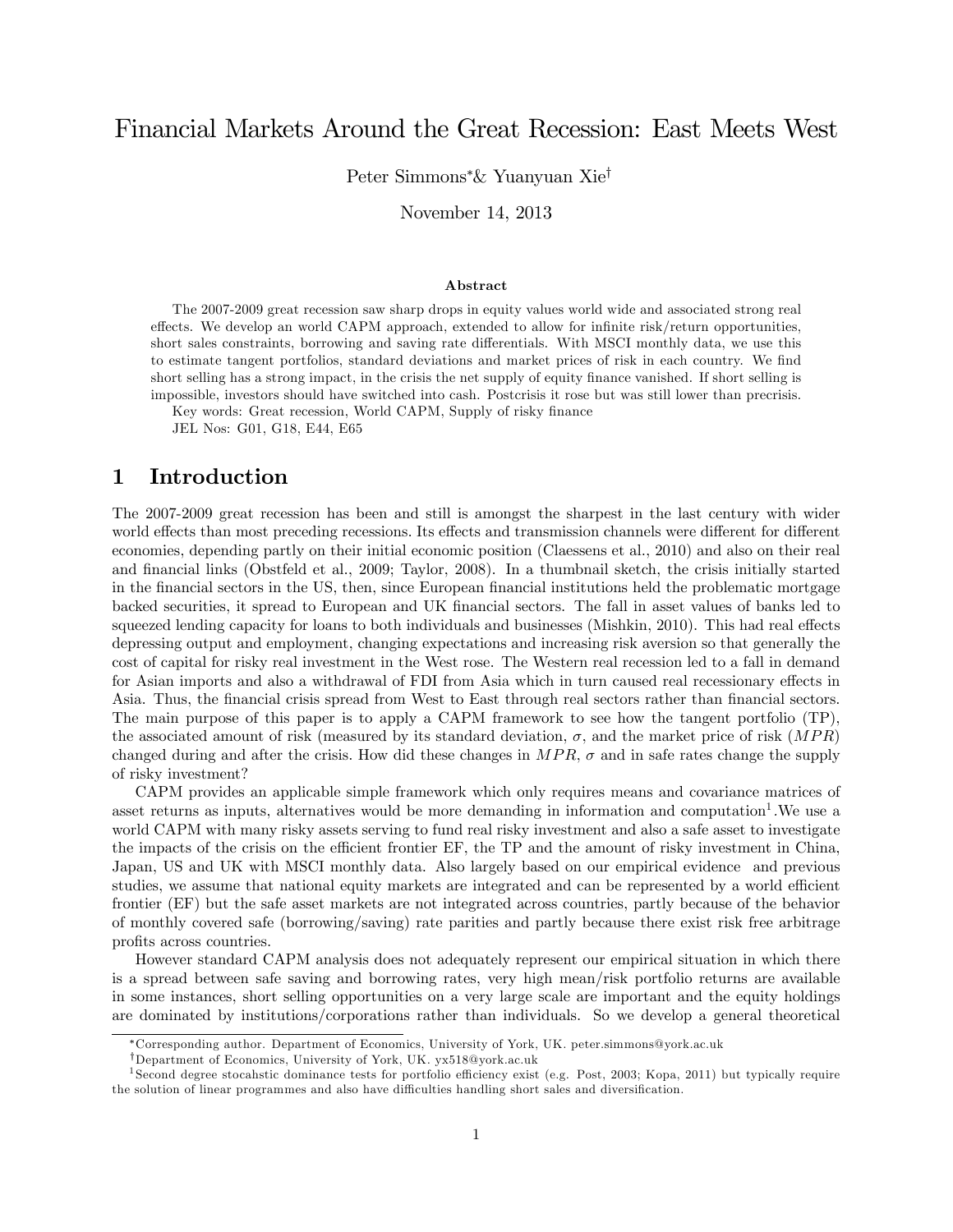# Financial Markets Around the Great Recession: East Meets West

Peter Simmons*& Yuanyuan Xie†

November 14, 2013

### Abstract

The 2007-2009 great recession saw sharp drops in equity values world wide and associated strong real effects. We develop an world CAPM approach, extended to allow for infinite risk/return opportunities, short sales constraints, borrowing and saving rate differentials. With MSCI monthly data, we use this to estimate tangent portfolios, standard deviations and market prices of risk in each country. We find short selling has a strong impact, in the crisis the net supply of equity finance vanished. If short selling is impossible, investors should have switched into cash. Postcrisis it rose but was still lower than precrisis.

Key words: Great recession, World CAPM, Supply of risky finance

JEL Nos: G01, G18, E44, E65

## 1 Introduction

The 2007-2009 great recession has been and still is amongst the sharpest in the last century with wider world effects than most preceding recessions. Its effects and transmission channels were different for different economies, depending partly on their initial economic position (Claessens et al., 2010) and also on their real and financial links (Obstfeld et al., 2009; Taylor, 2008). In a thumbnail sketch, the crisis initially started in the financial sectors in the US, then, since European financial institutions held the problematic mortgage backed securities, it spread to European and UK financial sectors. The fall in asset values of banks led to squeezed lending capacity for loans to both individuals and businesses (Mishkin, 2010). This had real effects depressing output and employment, changing expectations and increasing risk aversion so that generally the cost of capital for risky real investment in the West rose. The Western real recession led to a fall in demand for Asian imports and also a withdrawal of FDI from Asia which in turn caused real recessionary effects in Asia. Thus, the financial crisis spread from West to East through real sectors rather than financial sectors. The main purpose of this paper is to apply a CAPM framework to see how the tangent portfolio (TP), the associated amount of risk (measured by its standard deviation, $\sigma$, and the market price of risk ($MPR$) changed during and after the crisis. How did these changes in $MPR$, $\sigma$ and in safe rates change the supply of risky investment?

CAPM provides an applicable simple framework which only requires means and covariance matrices of asset returns as inputs, alternatives would be more demanding in information and computation[1].We use a world CAPM with many risky assets serving to fund real risky investment and also a safe asset to investigate the impacts of the crisis on the efficient frontier EF, the TP and the amount of risky investment in China, Japan, US and UK with MSCI monthly data. Also largely based on our empirical evidence and previous studies, we assume that national equity markets are integrated and can be represented by a world efficient frontier (EF) but the safe asset markets are not integrated across countries, partly because of the behavior of monthly covered safe (borrowing/saving) rate parities and partly because there exist risk free arbitrage profits across countries.

However standard CAPM analysis does not adequately represent our empirical situation in which there is a spread between safe saving and borrowing rates, very high mean/risk portfolio returns are available in some instances, short selling opportunities on a very large scale are important and the equity holdings are dominated by institutions/corporations rather than individuals. So we develop a general theoretical

---

*Corresponding author. Department of Economics, University of York, UK. peter.simmons@york.ac.uk

†Department of Economics, University of York, UK. yx518@york.ac.uk

[1] Second degree stocahstic dominance tests for portfolio efficiency exist (e.g. Post, 2003; Kopa, 2011) but typically require the solution of linear programmes and also have difficulties handling short sales and diversification.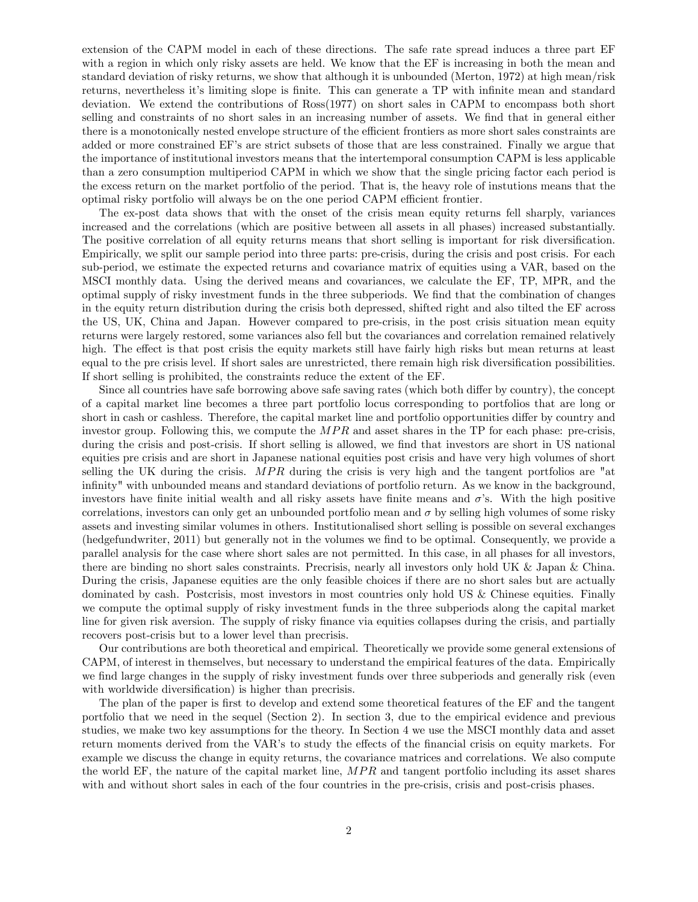extension of the CAPM model in each of these directions. The safe rate spread induces a three part EF with a region in which only risky assets are held. We know that the EF is increasing in both the mean and standard deviation of risky returns, we show that although it is unbounded (Merton, 1972) at high mean/risk returns, nevertheless it's limiting slope is finite. This can generate a TP with infinite mean and standard deviation. We extend the contributions of Ross(1977) on short sales in CAPM to encompass both short selling and constraints of no short sales in an increasing number of assets. We find that in general either there is a monotonically nested envelope structure of the efficient frontiers as more short sales constraints are added or more constrained EF's are strict subsets of those that are less constrained. Finally we argue that the importance of institutional investors means that the intertemporal consumption CAPM is less applicable than a zero consumption multiperiod CAPM in which we show that the single pricing factor each period is the excess return on the market portfolio of the period. That is, the heavy role of instutions means that the optimal risky portfolio will always be on the one period CAPM efficient frontier.

The ex-post data shows that with the onset of the crisis mean equity returns fell sharply, variances increased and the correlations (which are positive between all assets in all phases) increased substantially. The positive correlation of all equity returns means that short selling is important for risk diversification. Empirically, we split our sample period into three parts: pre-crisis, during the crisis and post crisis. For each sub-period, we estimate the expected returns and covariance matrix of equities using a VAR, based on the MSCI monthly data. Using the derived means and covariances, we calculate the EF, TP, MPR, and the optimal supply of risky investment funds in the three subperiods. We find that the combination of changes in the equity return distribution during the crisis both depressed, shifted right and also tilted the EF across the US, UK, China and Japan. However compared to pre-crisis, in the post crisis situation mean equity returns were largely restored, some variances also fell but the covariances and correlation remained relatively high. The effect is that post crisis the equity markets still have fairly high risks but mean returns at least equal to the pre crisis level. If short sales are unrestricted, there remain high risk diversification possibilities. If short selling is prohibited, the constraints reduce the extent of the EF.

Since all countries have safe borrowing above safe saving rates (which both differ by country), the concept of a capital market line becomes a three part portfolio locus corresponding to portfolios that are long or short in cash or cashless. Therefore, the capital market line and portfolio opportunities differ by country and investor group. Following this, we compute the $MPR$ and asset shares in the TP for each phase: pre-crisis, during the crisis and post-crisis. If short selling is allowed, we find that investors are short in US national equities pre crisis and are short in Japanese national equities post crisis and have very high volumes of short selling the UK during the crisis. $MPR$ during the crisis is very high and the tangent portfolios are "at infinity" with unbounded means and standard deviations of portfolio return. As we know in the background, investors have finite initial wealth and all risky assets have finite means and $\sigma$'s. With the high positive correlations, investors can only get an unbounded portfolio mean and $\sigma$ by selling high volumes of some risky assets and investing similar volumes in others. Institutionalised short selling is possible on several exchanges (hedgefundwriter, 2011) but generally not in the volumes we find to be optimal. Consequently, we provide a parallel analysis for the case where short sales are not permitted. In this case, in all phases for all investors, there are binding no short sales constraints. Precrisis, nearly all investors only hold UK & Japan & China. During the crisis, Japanese equities are the only feasible choices if there are no short sales but are actually dominated by cash. Postcrisis, most investors in most countries only hold US & Chinese equities. Finally we compute the optimal supply of risky investment funds in the three subperiods along the capital market line for given risk aversion. The supply of risky finance via equities collapses during the crisis, and partially recovers post-crisis but to a lower level than precrisis.

Our contributions are both theoretical and empirical. Theoretically we provide some general extensions of CAPM, of interest in themselves, but necessary to understand the empirical features of the data. Empirically we find large changes in the supply of risky investment funds over three subperiods and generally risk (even with worldwide diversification) is higher than precrisis.

The plan of the paper is first to develop and extend some theoretical features of the EF and the tangent portfolio that we need in the sequel (Section 2). In section 3, due to the empirical evidence and previous studies, we make two key assumptions for the theory. In Section 4 we use the MSCI monthly data and asset return moments derived from the VAR's to study the effects of the financial crisis on equity markets. For example we discuss the change in equity returns, the covariance matrices and correlations. We also compute the world EF, the nature of the capital market line, $MPR$ and tangent portfolio including its asset shares with and without short sales in each of the four countries in the pre-crisis, crisis and post-crisis phases.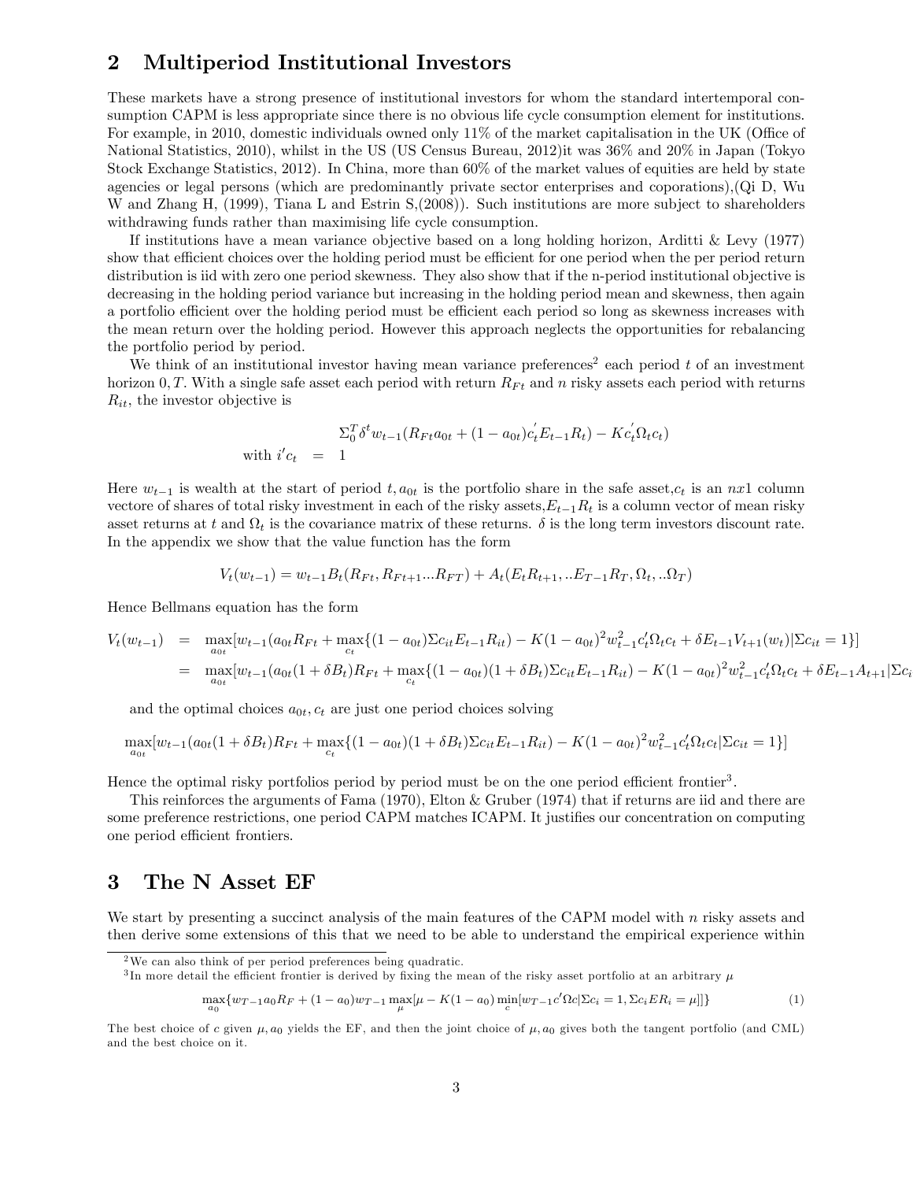## 2 Multiperiod Institutional Investors

These markets have a strong presence of institutional investors for whom the standard intertemporal consumption CAPM is less appropriate since there is no obvious life cycle consumption element for institutions. For example, in 2010, domestic individuals owned only 11% of the market capitalisation in the UK (Office of National Statistics, 2010), whilst in the US (US Census Bureau, 2012)it was 36% and 20% in Japan (Tokyo Stock Exchange Statistics, 2012). In China, more than 60% of the market values of equities are held by state agencies or legal persons (which are predominantly private sector enterprises and coporations),(Qi D, Wu W and Zhang H, (1999), Tiana L and Estrin S,(2008)). Such institutions are more subject to shareholders withdrawing funds rather than maximising life cycle consumption.

If institutions have a mean variance objective based on a long holding horizon, Arditti & Levy (1977) show that efficient choices over the holding period must be efficient for one period when the per period return distribution is iid with zero one period skewness. They also show that if the n-period institutional objective is decreasing in the holding period variance but increasing in the holding period mean and skewness, then again a portfolio efficient over the holding period must be efficient each period so long as skewness increases with the mean return over the holding period. However this approach neglects the opportunities for rebalancing the portfolio period by period.

We think of an institutional investor having mean variance preferences[2] each period $t$ of an investment horizon $0, T$. With a single safe asset each period with return $R_{Ft}$ and $n$ risky assets each period with returns $R_{it}$, the investor objective is

$$\begin{aligned} &\Sigma_0^T \delta^t w_{t-1}(R_{Ft}a_{0t} + (1-a_{0t})c_t^{'}E_{t-1}R_t) - Kc_t^{'}\Omega_t c_t) \\ \text{with } i'c_t &= 1 \end{aligned}$$

Here $w_{t-1}$ is wealth at the start of period $t, a_{0t}$ is the portfolio share in the safe asset,$c_t$ is an $nx1$ column vectore of shares of total risky investment in each of the risky assets,$E_{t-1}R_t$ is a column vector of mean risky asset returns at $t$ and $\Omega_t$ is the covariance matrix of these returns. $\delta$ is the long term investors discount rate. In the appendix we show that the value function has the form

$$V_t(w_{t-1}) = w_{t-1}B_t(R_{Ft}, R_{Ft+1}...R_{FT}) + A_t(E_t R_{t+1}, ..E_{T-1}R_T, \Omega_t, ..\Omega_T)$$

Hence Bellmans equation has the form

$$\begin{aligned} V_t(w_{t-1}) &= \max_{a_{0t}}[w_{t-1}(a_{0t}R_{Ft} + \max_{c_t}\{(1-a_{0t})\Sigma c_{it}E_{t-1}R_{it}) - K(1-a_{0t})^2 w_{t-1}^2 c_t'\Omega_t c_t + \delta E_{t-1}V_{t+1}(w_t)|\Sigma c_{it} = 1\}] \\ &= \max_{a_{0t}}[w_{t-1}(a_{0t}(1+\delta B_t)R_{Ft} + \max_{c_t}\{(1-a_{0t})(1+\delta B_t)\Sigma c_{it}E_{t-1}R_{it}) - K(1-a_{0t})^2 w_{t-1}^2 c_t'\Omega_t c_t + \delta E_{t-1}A_{t+1}|\Sigma c_i \end{aligned}$$

and the optimal choices $a_{0t}, c_t$ are just one period choices solving

$$\max_{a_{0t}}[w_{t-1}(a_{0t}(1+\delta B_t)R_{Ft} + \max_{c_t}\{(1-a_{0t})(1+\delta B_t)\Sigma c_{it}E_{t-1}R_{it}) - K(1-a_{0t})^2 w_{t-1}^2 c_t'\Omega_t c_t|\Sigma c_{it} = 1\}]$$

Hence the optimal risky portfolios period by period must be on the one period efficient frontier[3].

This reinforces the arguments of Fama (1970), Elton & Gruber (1974) that if returns are iid and there are some preference restrictions, one period CAPM matches ICAPM. It justifies our concentration on computing one period efficient frontiers.

## 3 The N Asset EF

We start by presenting a succinct analysis of the main features of the CAPM model with $n$ risky assets and then derive some extensions of this that we need to be able to understand the empirical experience within

---

[2] We can also think of per period preferences being quadratic.

[3] In more detail the efficient frontier is derived by fixing the mean of the risky asset portfolio at an arbitrary $\mu$

$$\max_{a_0}\{w_{T-1}a_0R_F + (1-a_0)w_{T-1}\max_{\mu}[\mu - K(1-a_0)\min_{c}[w_{T-1}c'\Omega c|\Sigma c_i = 1, \Sigma c_i ER_i = \mu]]\} \tag{1}$$

The best choice of $c$ given $\mu, a_0$ yields the EF, and then the joint choice of $\mu, a_0$ gives both the tangent portfolio (and CML) and the best choice on it.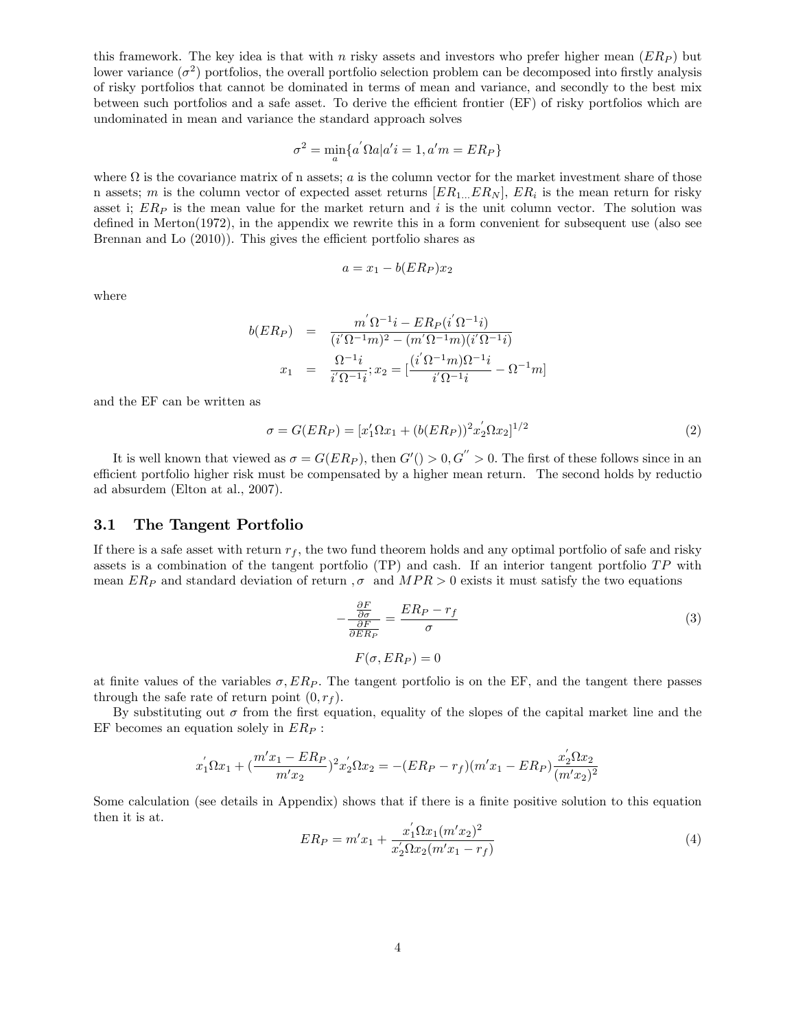this framework. The key idea is that with $n$ risky assets and investors who prefer higher mean ($ER_P$) but lower variance ($\sigma^2$) portfolios, the overall portfolio selection problem can be decomposed into firstly analysis of risky portfolios that cannot be dominated in terms of mean and variance, and secondly to the best mix between such portfolios and a safe asset. To derive the efficient frontier (EF) of risky portfolios which are undominated in mean and variance the standard approach solves

$$\sigma^2 = \min_a \{a^{'}\Omega a | a'i = 1, a'm = ER_P\}$$

where $\Omega$ is the covariance matrix of n assets; $a$ is the column vector for the market investment share of those n assets; $m$ is the column vector of expected asset returns $[ER_{1...}ER_N]$, $ER_i$ is the mean return for risky asset i; $ER_P$ is the mean value for the market return and $i$ is the unit column vector. The solution was defined in Merton(1972), in the appendix we rewrite this in a form convenient for subsequent use (also see Brennan and Lo (2010)). This gives the efficient portfolio shares as

$$a = x_1 - b(ER_P)x_2$$

where

$$\begin{aligned}
b(ER_P) &= \frac{m^{'}\Omega^{-1}i - ER_P(i^{'}\Omega^{-1}i)}{(i'\Omega^{-1}m)^2 - (m'\Omega^{-1}m)(i'\Omega^{-1}i)} \\
x_1 &= \frac{\Omega^{-1}i}{i'\Omega^{-1}i}; x_2 = [\frac{(i^{'}\Omega^{-1}m)\Omega^{-1}i}{i^{'}\Omega^{-1}i} - \Omega^{-1}m]
\end{aligned}$$

and the EF can be written as

$$\sigma = G(ER_P) = [x_1'\Omega x_1 + (b(ER_P))^2 x_2^{'}\Omega x_2]^{1/2} \tag{2}$$

It is well known that viewed as $\sigma = G(ER_P)$, then $G'() > 0, G^{''} > 0$. The first of these follows since in an efficient portfolio higher risk must be compensated by a higher mean return. The second holds by reductio ad absurdem (Elton at al., 2007).

### 3.1 The Tangent Portfolio

If there is a safe asset with return $r_f$, the two fund theorem holds and any optimal portfolio of safe and risky assets is a combination of the tangent portfolio (TP) and cash. If an interior tangent portfolio $TP$ with mean $ER_P$ and standard deviation of return ,$\sigma$ and $MPR > 0$ exists it must satisfy the two equations

$$-\frac{\frac{\partial F}{\partial \sigma}}{\frac{\partial F}{\partial ER_P}} = \frac{ER_P - r_f}{\sigma} \tag{3}$$

$$F(\sigma, ER_P) = 0$$

at finite values of the variables $\sigma, ER_P$. The tangent portfolio is on the EF, and the tangent there passes through the safe rate of return point $(0, r_f)$.

By substituting out $\sigma$ from the first equation, equality of the slopes of the capital market line and the EF becomes an equation solely in $ER_P$ :

$$x_1^{'}\Omega x_1 + (\frac{m'x_1 - ER_P}{m'x_2})^2 x_2^{'}\Omega x_2 = -(ER_P - r_f)(m'x_1 - ER_P)\frac{x_2^{'}\Omega x_2}{(m'x_2)^2}$$

Some calculation (see details in Appendix) shows that if there is a finite positive solution to this equation then it is at.

$$ER_P = m'x_1 + \frac{x_1^{'}\Omega x_1 (m'x_2)^2}{x_2^{'}\Omega x_2 (m'x_1 - r_f)} \tag{4}$$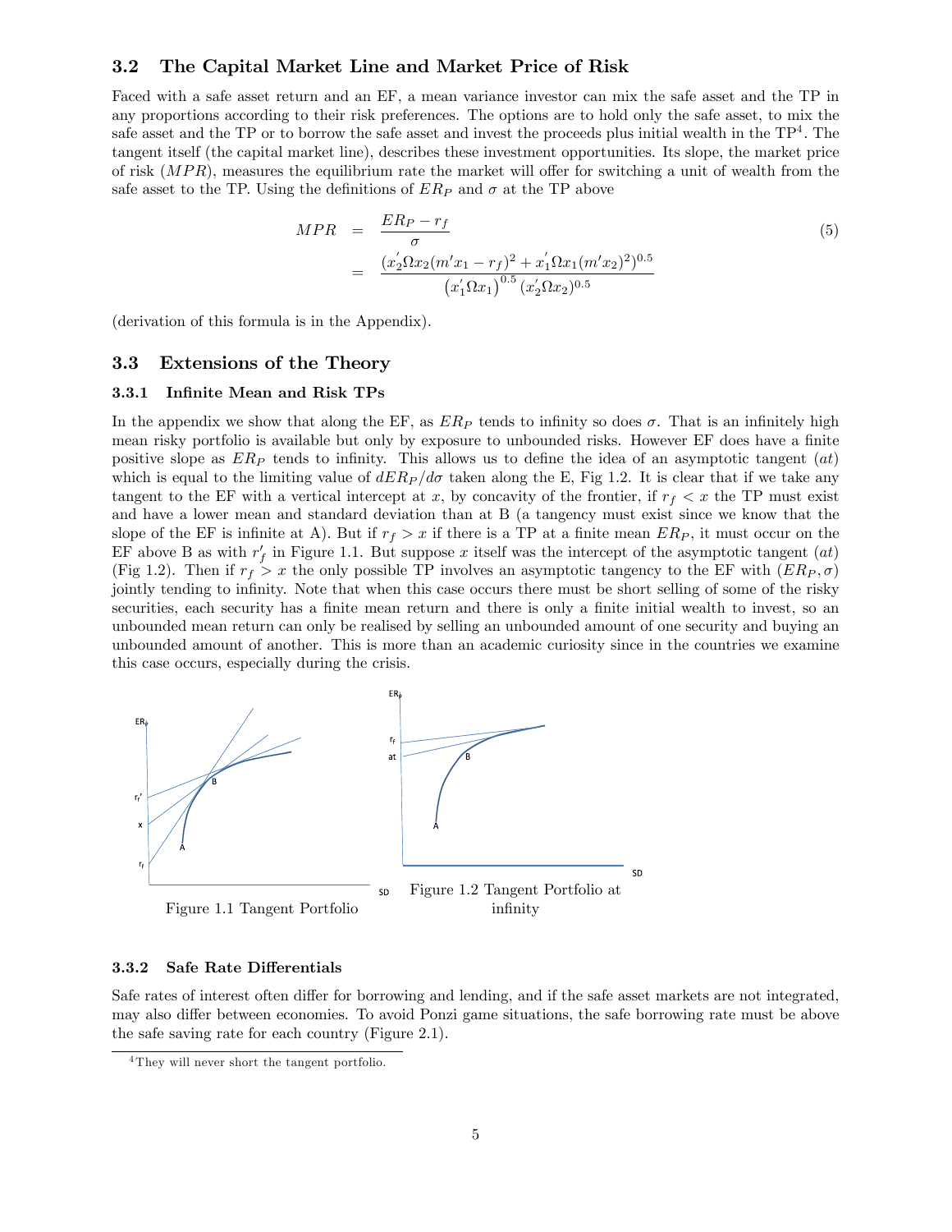### 3.2 The Capital Market Line and Market Price of Risk

Faced with a safe asset return and an EF, a mean variance investor can mix the safe asset and the TP in any proportions according to their risk preferences. The options are to hold only the safe asset, to mix the safe asset and the TP or to borrow the safe asset and invest the proceeds plus initial wealth in the TP[4]. The tangent itself (the capital market line), describes these investment opportunities. Its slope, the market price of risk ($MPR$), measures the equilibrium rate the market will offer for switching a unit of wealth from the safe asset to the TP. Using the definitions of $ER_P$ and $\sigma$ at the TP above

$$
\begin{aligned}
MPR &= \frac{ER_P - r_f}{\sigma} \\
&= \frac{(x_2^{'}\Omega x_2(m'x_1 - r_f)^2 + x_1^{'}\Omega x_1(m'x_2)^2)^{0.5}}{\left(x_1^{'}\Omega x_1\right)^{0.5}(x_2^{'}\Omega x_2)^{0.5}}
\end{aligned}
\tag{5}
$$

(derivation of this formula is in the Appendix).

### 3.3 Extensions of the Theory

#### 3.3.1 Infinite Mean and Risk TPs

In the appendix we show that along the EF, as $ER_P$ tends to infinity so does $\sigma$. That is an infinitely high mean risky portfolio is available but only by exposure to unbounded risks. However EF does have a finite positive slope as $ER_P$ tends to infinity. This allows us to define the idea of an asymptotic tangent ($at$) which is equal to the limiting value of $dER_P/d\sigma$ taken along the E, Fig 1.2. It is clear that if we take any tangent to the EF with a vertical intercept at $x$, by concavity of the frontier, if $r_f < x$ the TP must exist and have a lower mean and standard deviation than at B (a tangency must exist since we know that the slope of the EF is infinite at A). But if $r_f > x$ if there is a TP at a finite mean $ER_P$, it must occur on the EF above B as with $r_f'$ in Figure 1.1. But suppose $x$ itself was the intercept of the asymptotic tangent ($at$) (Fig 1.2). Then if $r_f > x$ the only possible TP involves an asymptotic tangency to the EF with $(ER_P, \sigma)$ jointly tending to infinity. Note that when this case occurs there must be short selling of some of the risky securities, each security has a finite mean return and there is only a finite initial wealth to invest, so an unbounded mean return can only be realised by selling an unbounded amount of one security and buying an unbounded amount of another. This is more than an academic curiosity since in the countries we examine this case occurs, especially during the crisis.

Figure 1.1 Tangent Portfolio

Figure 1.2 Tangent Portfolio at infinity

#### 3.3.2 Safe Rate Differentials

Safe rates of interest often differ for borrowing and lending, and if the safe asset markets are not integrated, may also differ between economies. To avoid Ponzi game situations, the safe borrowing rate must be above the safe saving rate for each country (Figure 2.1).

---

[4] They will never short the tangent portfolio.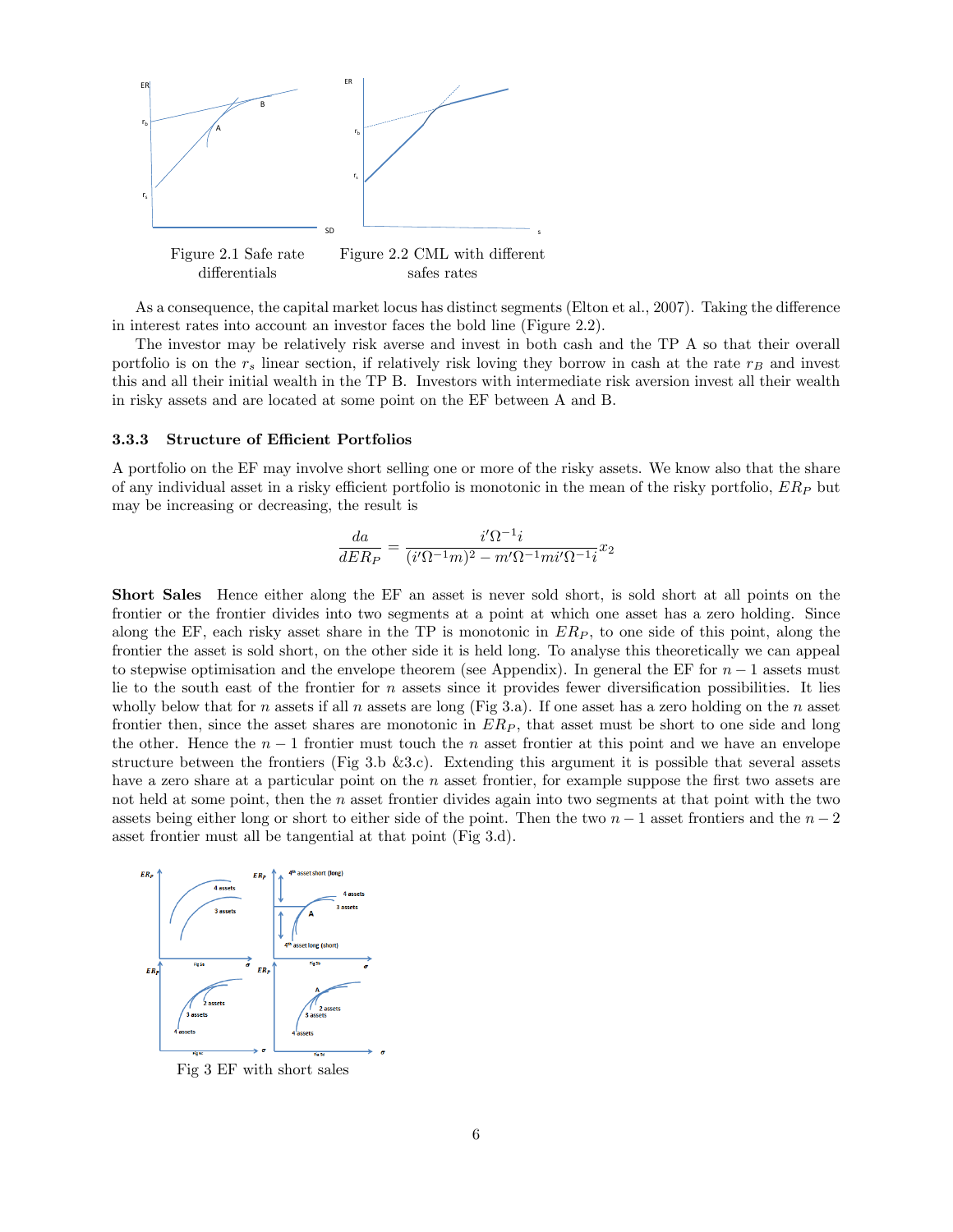Figure 2.1 Safe rate differentials

Figure 2.2 CML with different safes rates

As a consequence, the capital market locus has distinct segments (Elton et al., 2007). Taking the difference in interest rates into account an investor faces the bold line (Figure 2.2).

The investor may be relatively risk averse and invest in both cash and the TP A so that their overall portfolio is on the $r_s$ linear section, if relatively risk loving they borrow in cash at the rate $r_B$ and invest this and all their initial wealth in the TP B. Investors with intermediate risk aversion invest all their wealth in risky assets and are located at some point on the EF between A and B.

### 3.3.3 Structure of Efficient Portfolios

A portfolio on the EF may involve short selling one or more of the risky assets. We know also that the share of any individual asset in a risky efficient portfolio is monotonic in the mean of the risky portfolio, $ER_P$ but may be increasing or decreasing, the result is

$$\frac{da}{dER_P} = \frac{i'\Omega^{-1}i}{(i'\Omega^{-1}m)^2 - m'\Omega^{-1}mi'\Omega^{-1}i}x_2$$

**Short Sales** Hence either along the EF an asset is never sold short, is sold short at all points on the frontier or the frontier divides into two segments at a point at which one asset has a zero holding. Since along the EF, each risky asset share in the TP is monotonic in $ER_P$, to one side of this point, along the frontier the asset is sold short, on the other side it is held long. To analyse this theoretically we can appeal to stepwise optimisation and the envelope theorem (see Appendix). In general the EF for $n-1$ assets must lie to the south east of the frontier for $n$ assets since it provides fewer diversification possibilities. It lies wholly below that for $n$ assets if all $n$ assets are long (Fig 3.a). If one asset has a zero holding on the $n$ asset frontier then, since the asset shares are monotonic in $ER_P$, that asset must be short to one side and long the other. Hence the $n-1$ frontier must touch the $n$ asset frontier at this point and we have an envelope structure between the frontiers (Fig 3.b &3.c). Extending this argument it is possible that several assets have a zero share at a particular point on the $n$ asset frontier, for example suppose the first two assets are not held at some point, then the $n$ asset frontier divides again into two segments at that point with the two assets being either long or short to either side of the point. Then the two $n-1$ asset frontiers and the $n-2$ asset frontier must all be tangential at that point (Fig 3.d).

Fig 3 EF with short sales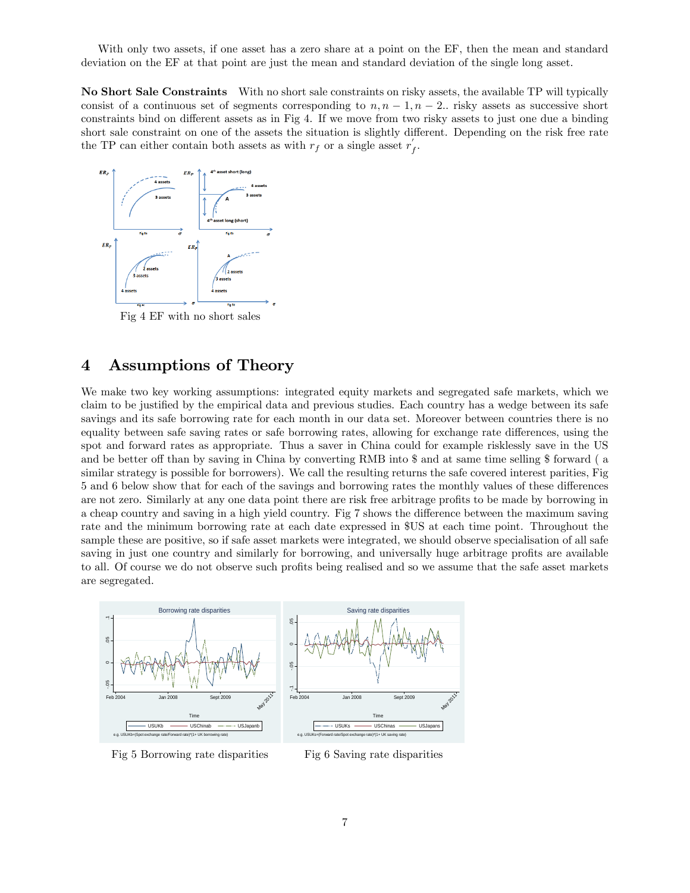With only two assets, if one asset has a zero share at a point on the EF, then the mean and standard deviation on the EF at that point are just the mean and standard deviation of the single long asset.

**No Short Sale Constraints** With no short sale constraints on risky assets, the available TP will typically consist of a continuous set of segments corresponding to $n, n-1, n-2..$ risky assets as successive short constraints bind on different assets as in Fig 4. If we move from two risky assets to just one due a binding short sale constraint on one of the assets the situation is slightly different. Depending on the risk free rate the TP can either contain both assets as with $r_f$ or a single asset $r_f^{'}$.

Fig 4 EF with no short sales

# 4 Assumptions of Theory

We make two key working assumptions: integrated equity markets and segregated safe markets, which we claim to be justified by the empirical data and previous studies. Each country has a wedge between its safe savings and its safe borrowing rate for each month in our data set. Moreover between countries there is no equality between safe saving rates or safe borrowing rates, allowing for exchange rate differences, using the spot and forward rates as appropriate. Thus a saver in China could for example risklessly save in the US and be better off than by saving in China by converting RMB into $ and at same time selling $ forward ( a similar strategy is possible for borrowers). We call the resulting returns the safe covered interest parities, Fig 5 and 6 below show that for each of the savings and borrowing rates the monthly values of these differences are not zero. Similarly at any one data point there are risk free arbitrage profits to be made by borrowing in a cheap country and saving in a high yield country. Fig 7 shows the difference between the maximum saving rate and the minimum borrowing rate at each date expressed in $US at each time point. Throughout the sample these are positive, so if safe asset markets were integrated, we should observe specialisation of all safe saving in just one country and similarly for borrowing, and universally huge arbitrage profits are available to all. Of course we do not observe such profits being realised and so we assume that the safe asset markets are segregated.

Fig 5 Borrowing rate disparities

Fig 6 Saving rate disparities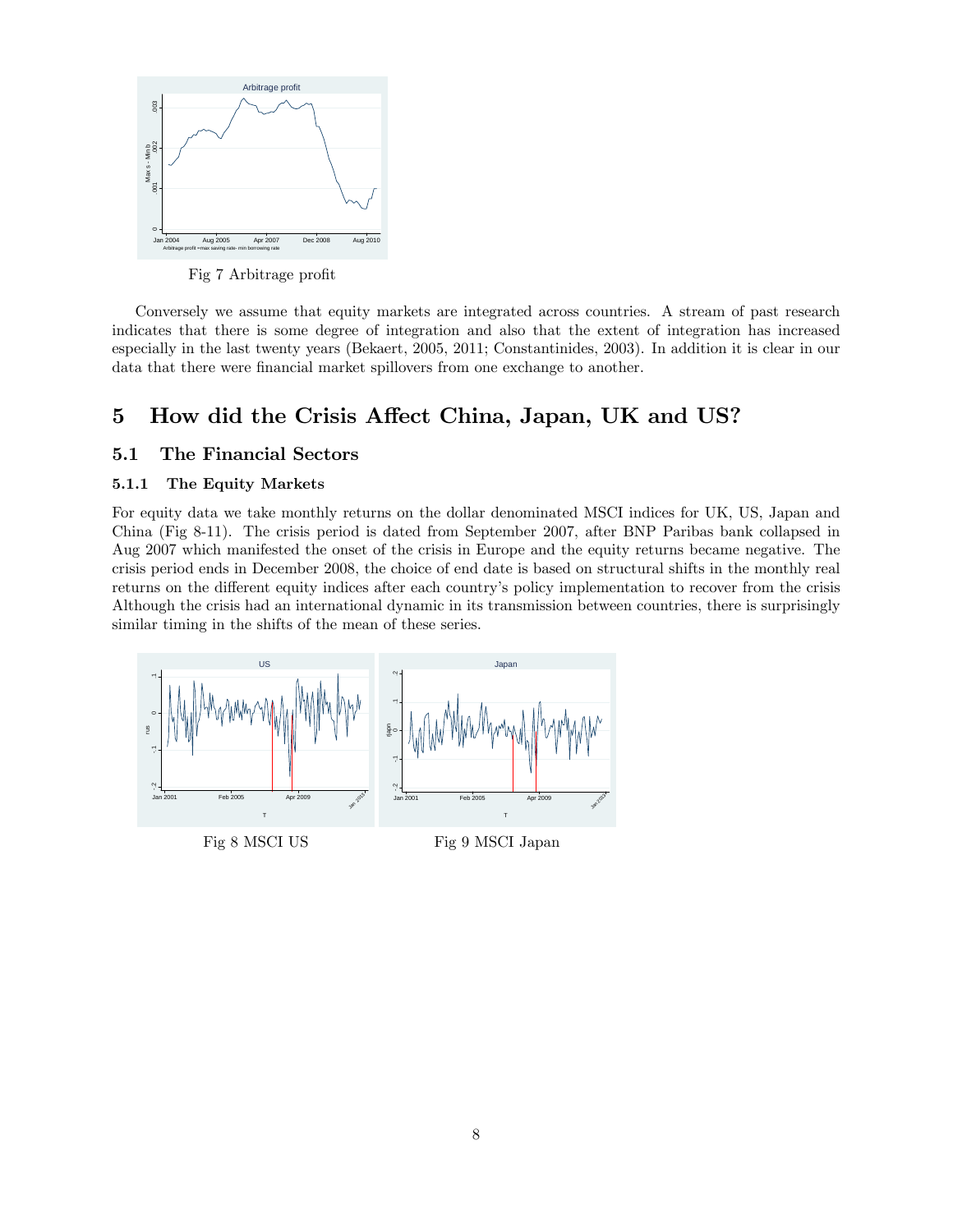Fig 7 Arbitrage profit

Conversely we assume that equity markets are integrated across countries. A stream of past research indicates that there is some degree of integration and also that the extent of integration has increased especially in the last twenty years (Bekaert, 2005, 2011; Constantinides, 2003). In addition it is clear in our data that there were financial market spillovers from one exchange to another.

# 5 How did the Crisis Affect China, Japan, UK and US?

## 5.1 The Financial Sectors

### 5.1.1 The Equity Markets

For equity data we take monthly returns on the dollar denominated MSCI indices for UK, US, Japan and China (Fig 8-11). The crisis period is dated from September 2007, after BNP Paribas bank collapsed in Aug 2007 which manifested the onset of the crisis in Europe and the equity returns became negative. The crisis period ends in December 2008, the choice of end date is based on structural shifts in the monthly real returns on the different equity indices after each country's policy implementation to recover from the crisis Although the crisis had an international dynamic in its transmission between countries, there is surprisingly similar timing in the shifts of the mean of these series.

Fig 8 MSCI US

Fig 9 MSCI Japan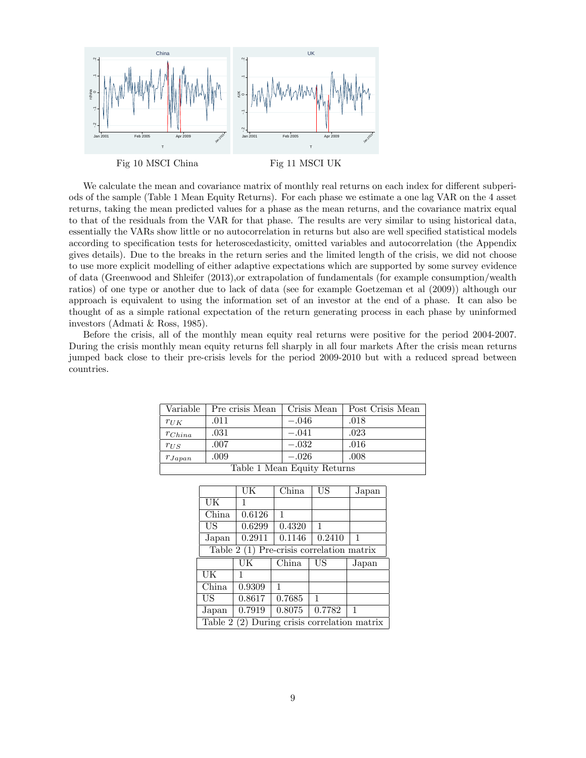Fig 10 MSCI China

Fig 11 MSCI UK

We calculate the mean and covariance matrix of monthly real returns on each index for different subperiods of the sample (Table 1 Mean Equity Returns). For each phase we estimate a one lag VAR on the 4 asset returns, taking the mean predicted values for a phase as the mean returns, and the covariance matrix equal to that of the residuals from the VAR for that phase. The results are very similar to using historical data, essentially the VARs show little or no autocorrelation in returns but also are well specified statistical models according to specification tests for heteroscedasticity, omitted variables and autocorrelation (the Appendix gives details). Due to the breaks in the return series and the limited length of the crisis, we did not choose to use more explicit modelling of either adaptive expectations which are supported by some survey evidence of data (Greenwood and Shleifer (2013),or extrapolation of fundamentals (for example consumption/wealth ratios) of one type or another due to lack of data (see for example Goetzeman et al (2009)) although our approach is equivalent to using the information set of an investor at the end of a phase. It can also be thought of as a simple rational expectation of the return generating process in each phase by uninformed investors (Admati & Ross, 1985).

Before the crisis, all of the monthly mean equity real returns were positive for the period 2004-2007. During the crisis monthly mean equity returns fell sharply in all four markets After the crisis mean returns jumped back close to their pre-crisis levels for the period 2009-2010 but with a reduced spread between countries.

| Variable | Pre crisis Mean | Crisis Mean | Post Crisis Mean |
|---|---|---|---|
| $r_{UK}$ | .011 | $-.046$ | .018 |
| $r_{China}$ | .031 | $-.041$ | .023 |
| $r_{US}$ | .007 | $-.032$ | .016 |
| $r_{Japan}$ | .009 | $-.026$ | .008 |

Table 1 Mean Equity Returns

| | UK | China | US | Japan |
|---|---|---|---|---|
| UK | 1 | | | |
| China | 0.6126 | 1 | | |
| US | 0.6299 | 0.4320 | 1 | |
| Japan | 0.2911 | 0.1146 | 0.2410 | 1 |

Table 2 (1) Pre-crisis correlation matrix

| | UK | China | US | Japan |
|---|---|---|---|---|
| UK | 1 | | | |
| China | 0.9309 | 1 | | |
| US | 0.8617 | 0.7685 | 1 | |
| Japan | 0.7919 | 0.8075 | 0.7782 | 1 |

Table 2 (2) During crisis correlation matrix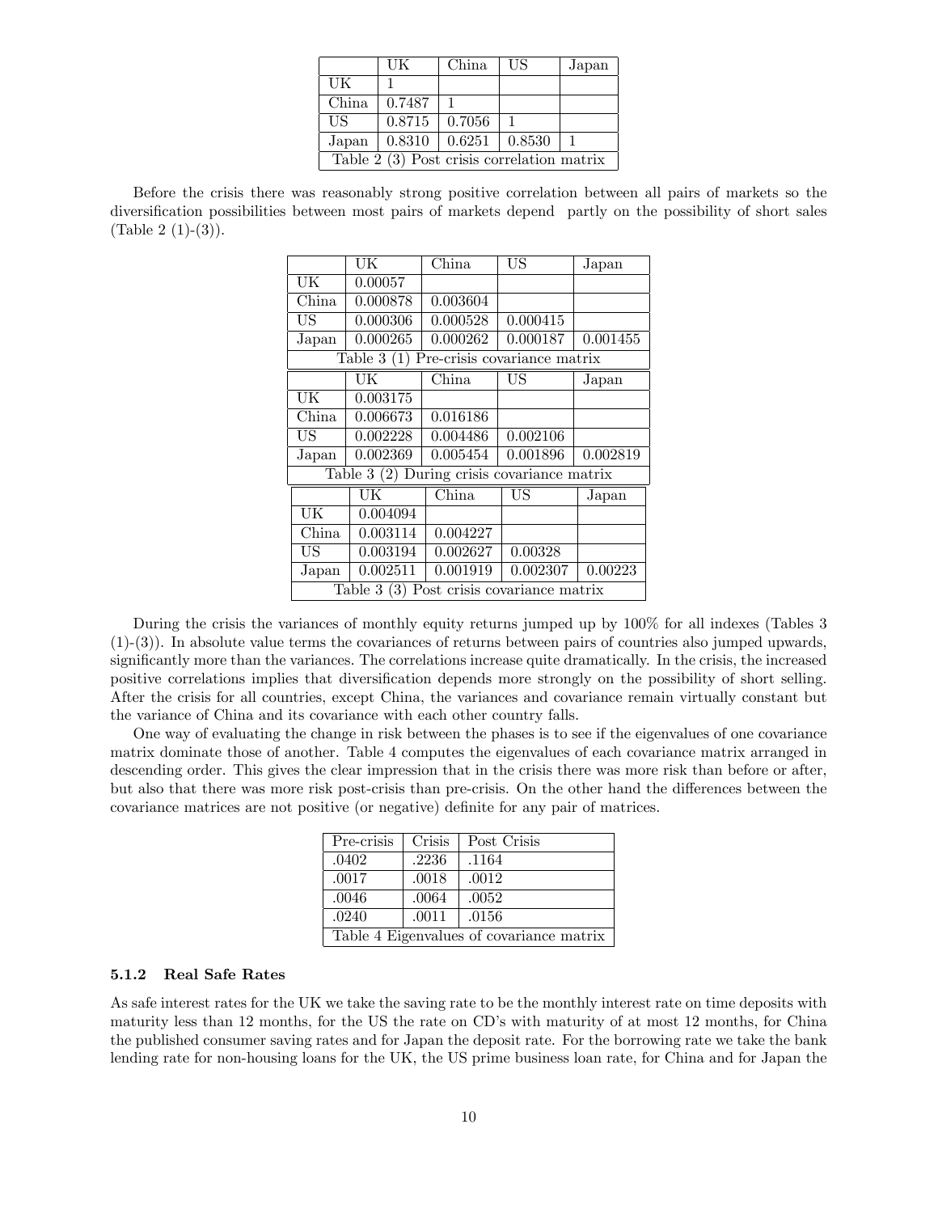|  | UK | China | US | Japan |
|---|---|---|---|---|
| UK | 1 |  |  |  |
| China | 0.7487 | 1 |  |  |
| US | 0.8715 | 0.7056 | 1 |  |
| Japan | 0.8310 | 0.6251 | 0.8530 | 1 |

Table 2 (3) Post crisis correlation matrix

Before the crisis there was reasonably strong positive correlation between all pairs of markets so the diversification possibilities between most pairs of markets depend partly on the possibility of short sales (Table 2 (1)-(3)).

|  | UK | China | US | Japan |
|---|---|---|---|---|
| UK | 0.00057 |  |  |  |
| China | 0.000878 | 0.003604 |  |  |
| US | 0.000306 | 0.000528 | 0.000415 |  |
| Japan | 0.000265 | 0.000262 | 0.000187 | 0.001455 |

Table 3 (1) Pre-crisis covariance matrix

|  | UK | China | US | Japan |
|---|---|---|---|---|
| UK | 0.003175 |  |  |  |
| China | 0.006673 | 0.016186 |  |  |
| US | 0.002228 | 0.004486 | 0.002106 |  |
| Japan | 0.002369 | 0.005454 | 0.001896 | 0.002819 |

Table 3 (2) During crisis covariance matrix

|  | UK | China | US | Japan |
|---|---|---|---|---|
| UK | 0.004094 |  |  |  |
| China | 0.003114 | 0.004227 |  |  |
| US | 0.003194 | 0.002627 | 0.00328 |  |
| Japan | 0.002511 | 0.001919 | 0.002307 | 0.00223 |

Table 3 (3) Post crisis covariance matrix

During the crisis the variances of monthly equity returns jumped up by 100% for all indexes (Tables 3 (1)-(3)). In absolute value terms the covariances of returns between pairs of countries also jumped upwards, significantly more than the variances. The correlations increase quite dramatically. In the crisis, the increased positive correlations implies that diversification depends more strongly on the possibility of short selling. After the crisis for all countries, except China, the variances and covariance remain virtually constant but the variance of China and its covariance with each other country falls.

One way of evaluating the change in risk between the phases is to see if the eigenvalues of one covariance matrix dominate those of another. Table 4 computes the eigenvalues of each covariance matrix arranged in descending order. This gives the clear impression that in the crisis there was more risk than before or after, but also that there was more risk post-crisis than pre-crisis. On the other hand the differences between the covariance matrices are not positive (or negative) definite for any pair of matrices.

| Pre-crisis | Crisis | Post Crisis |
|---|---|---|
| .0402 | .2236 | .1164 |
| .0017 | .0018 | .0012 |
| .0046 | .0064 | .0052 |
| .0240 | .0011 | .0156 |

Table 4 Eigenvalues of covariance matrix

#### 5.1.2 Real Safe Rates

As safe interest rates for the UK we take the saving rate to be the monthly interest rate on time deposits with maturity less than 12 months, for the US the rate on CD's with maturity of at most 12 months, for China the published consumer saving rates and for Japan the deposit rate. For the borrowing rate we take the bank lending rate for non-housing loans for the UK, the US prime business loan rate, for China and for Japan the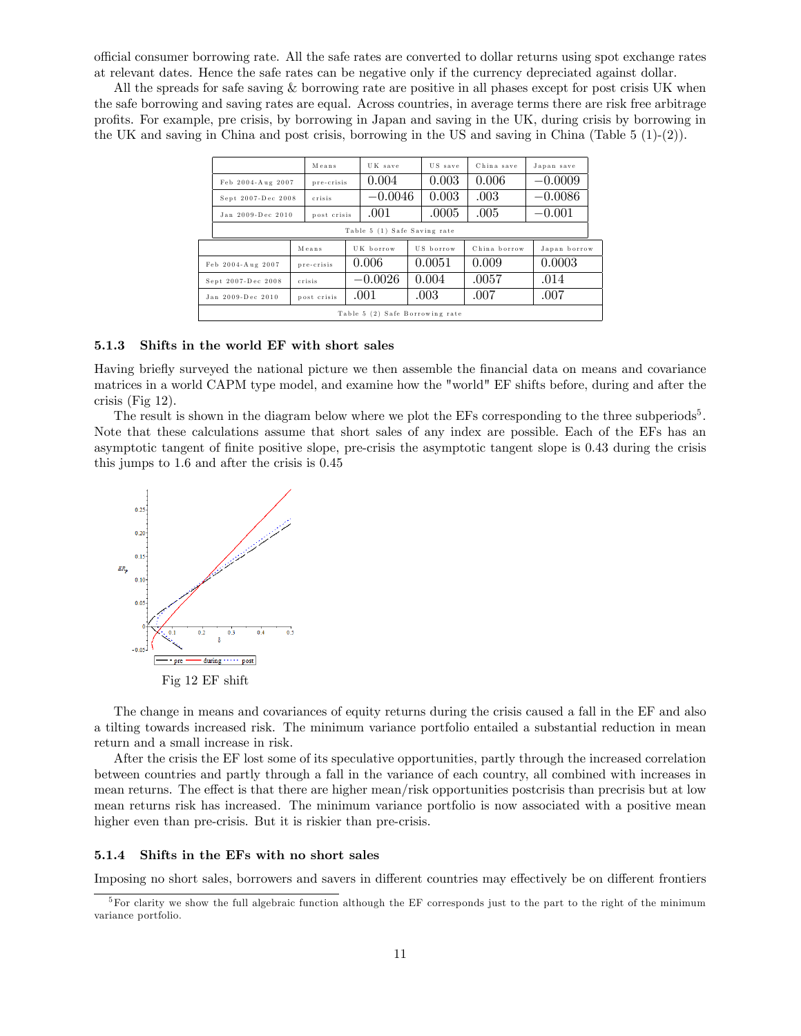official consumer borrowing rate. All the safe rates are converted to dollar returns using spot exchange rates at relevant dates. Hence the safe rates can be negative only if the currency depreciated against dollar.

All the spreads for safe saving & borrowing rate are positive in all phases except for post crisis UK when the safe borrowing and saving rates are equal. Across countries, in average terms there are risk free arbitrage profits. For example, pre crisis, by borrowing in Japan and saving in the UK, during crisis by borrowing in the UK and saving in China and post crisis, borrowing in the US and saving in China (Table 5 (1)-(2)).

| | Means | UK save | US save | China save | Japan save |
|---|---|---|---|---|---|
| Feb 2004-Aug 2007 | pre-crisis | 0.004 | 0.003 | 0.006 | $-0.0009$ |
| Sept 2007-Dec 2008 | crisis | $-0.0046$ | 0.003 | .003 | $-0.0086$ |
| Jan 2009-Dec 2010 | post crisis | .001 | .0005 | .005 | $-0.001$ |

Table 5 (1) Safe Saving rate

| | Means | UK borrow | US borrow | China borrow | Japan borrow |
|---|---|---|---|---|---|
| Feb 2004-Aug 2007 | pre-crisis | 0.006 | 0.0051 | 0.009 | 0.0003 |
| Sept 2007-Dec 2008 | crisis | $-0.0026$ | 0.004 | .0057 | .014 |
| Jan 2009-Dec 2010 | post crisis | .001 | .003 | .007 | .007 |

Table 5 (2) Safe Borrowing rate

### 5.1.3 Shifts in the world EF with short sales

Having briefly surveyed the national picture we then assemble the financial data on means and covariance matrices in a world CAPM type model, and examine how the "world" EF shifts before, during and after the crisis (Fig 12).

The result is shown in the diagram below where we plot the EFs corresponding to the three subperiods[5]. Note that these calculations assume that short sales of any index are possible. Each of the EFs has an asymptotic tangent of finite positive slope, pre-crisis the asymptotic tangent slope is 0.43 during the crisis this jumps to 1.6 and after the crisis is 0.45

Fig 12 EF shift

The change in means and covariances of equity returns during the crisis caused a fall in the EF and also a tilting towards increased risk. The minimum variance portfolio entailed a substantial reduction in mean return and a small increase in risk.

After the crisis the EF lost some of its speculative opportunities, partly through the increased correlation between countries and partly through a fall in the variance of each country, all combined with increases in mean returns. The effect is that there are higher mean/risk opportunities postcrisis than precrisis but at low mean returns risk has increased. The minimum variance portfolio is now associated with a positive mean higher even than pre-crisis. But it is riskier than pre-crisis.

### 5.1.4 Shifts in the EFs with no short sales

Imposing no short sales, borrowers and savers in different countries may effectively be on different frontiers

[5] For clarity we show the full algebraic function although the EF corresponds just to the part to the right of the minimum variance portfolio.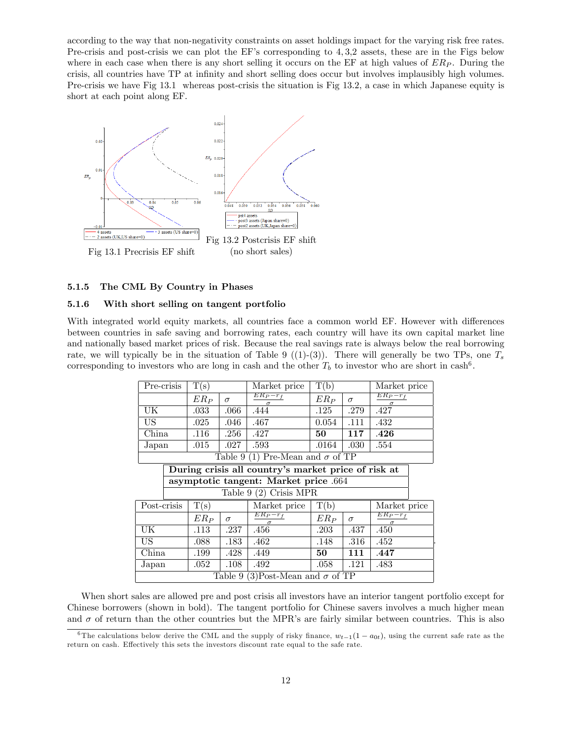according to the way that non-negativity constraints on asset holdings impact for the varying risk free rates. Pre-crisis and post-crisis we can plot the EF's corresponding to 4, 3,2 assets, these are in the Figs below where in each case when there is any short selling it occurs on the EF at high values of $ER_P$. During the crisis, all countries have TP at infinity and short selling does occur but involves implausibly high volumes. Pre-crisis we have Fig 13.1 whereas post-crisis the situation is Fig 13.2, a case in which Japanese equity is short at each point along EF.

Fig 13.1 Precrisis EF shift

Fig 13.2 Postcrisis EF shift (no short sales)

#### 5.1.5 The CML By Country in Phases

#### 5.1.6 With short selling on tangent portfolio

With integrated world equity markets, all countries face a common world EF. However with differences between countries in safe saving and borrowing rates, each country will have its own capital market line and nationally based market prices of risk. Because the real savings rate is always below the real borrowing rate, we will typically be in the situation of Table 9 ((1)-(3)). There will generally be two TPs, one $T_s$ corresponding to investors who are long in cash and the other $T_b$ to investor who are short in cash[6].

| Pre-crisis | T(s) | | Market price | T(b) | | Market price |
|---|---|---|---|---|---|---|
| | $ER_P$ | $\sigma$ | $\frac{ER_P-r_f}{\sigma}$ | $ER_P$ | $\sigma$ | $\frac{ER_P-r_f}{\sigma}$ |
| UK | .033 | .066 | .444 | .125 | .279 | .427 |
| US | .025 | .046 | .467 | 0.054 | .111 | .432 |
| China | .116 | .256 | .427 | **50** | **117** | **.426** |
| Japan | .015 | .027 | .593 | .0164 | .030 | .554 |

Table 9 (1) Pre-Mean and $\sigma$ of TP

| **During crisis all country's market price of risk at asymptotic tangent: Market price** .664 |
|---|

Table 9 (2) Crisis MPR

| Post-crisis | T(s) | | Market price | T(b) | | Market price |
|---|---|---|---|---|---|---|
| | $ER_P$ | $\sigma$ | $\frac{ER_P-r_f}{\sigma}$ | $ER_P$ | $\sigma$ | $\frac{ER_P-r_f}{\sigma}$ |
| UK | .113 | .237 | .456 | .203 | .437 | .450 |
| US | .088 | .183 | .462 | .148 | .316 | .452 |
| China | .199 | .428 | .449 | **50** | **111** | **.447** |
| Japan | .052 | .108 | .492 | .058 | .121 | .483 |

Table 9 (3)Post-Mean and $\sigma$ of TP

When short sales are allowed pre and post crisis all investors have an interior tangent portfolio except for Chinese borrowers (shown in bold). The tangent portfolio for Chinese savers involves a much higher mean and $\sigma$ of return than the other countries but the MPR's are fairly similar between countries. This is also

[6] The calculations below derive the CML and the supply of risky finance, $w_{t-1}(1 - a_{0t})$, using the current safe rate as the return on cash. Effectively this sets the investors discount rate equal to the safe rate.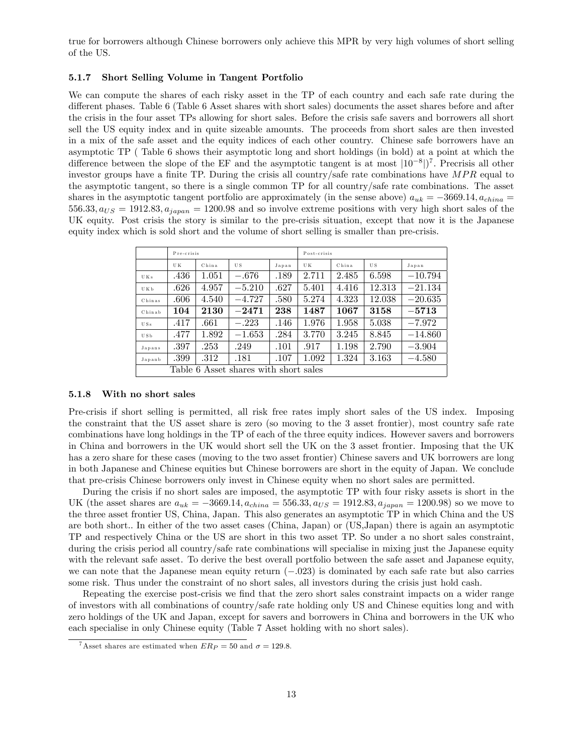true for borrowers although Chinese borrowers only achieve this MPR by very high volumes of short selling of the US.

#### 5.1.7 Short Selling Volume in Tangent Portfolio

We can compute the shares of each risky asset in the TP of each country and each safe rate during the different phases. Table 6 (Table 6 Asset shares with short sales) documents the asset shares before and after the crisis in the four asset TPs allowing for short sales. Before the crisis safe savers and borrowers all short sell the US equity index and in quite sizeable amounts. The proceeds from short sales are then invested in a mix of the safe asset and the equity indices of each other country. Chinese safe borrowers have an asymptotic TP ( Table 6 shows their asymptotic long and short holdings (in bold) at a point at which the difference between the slope of the EF and the asymptotic tangent is at most $|10^{-8}|$)[7]. Precrisis all other investor groups have a finite TP. During the crisis all country/safe rate combinations have $MPR$ equal to the asymptotic tangent, so there is a single common TP for all country/safe rate combinations. The asset shares in the asymptotic tangent portfolio are approximately (in the sense above) $a_{uk} = -3669.14, a_{china} = 556.33, a_{US} = 1912.83, a_{japan} = 1200.98$ and so involve extreme positions with very high short sales of the UK equity. Post crisis the story is similar to the pre-crisis situation, except that now it is the Japanese equity index which is sold short and the volume of short selling is smaller than pre-crisis.

| | Pre-crisis | | | | Post-crisis | | | |
|---|---|---|---|---|---|---|---|---|
| | UK | China | US | Japan | UK | China | US | Japan |
| UKs | .436 | 1.051 | −.676 | .189 | 2.711 | 2.485 | 6.598 | −10.794 |
| UKb | .626 | 4.957 | −5.210 | .627 | 5.401 | 4.416 | 12.313 | −21.134 |
| Chinas | .606 | 4.540 | −4.727 | .580 | 5.274 | 4.323 | 12.038 | −20.635 |
| Chinab | **104** | **2130** | **−2471** | **238** | **1487** | **1067** | **3158** | **−5713** |
| USs | .417 | .661 | −.223 | .146 | 1.976 | 1.958 | 5.038 | −7.972 |
| USb | .477 | 1.892 | −1.653 | .284 | 3.770 | 3.245 | 8.845 | −14.860 |
| Japans | .397 | .253 | .249 | .101 | .917 | 1.198 | 2.790 | −3.904 |
| Japanb | .399 | .312 | .181 | .107 | 1.092 | 1.324 | 3.163 | −4.580 |

Table 6 Asset shares with short sales

#### 5.1.8 With no short sales

Pre-crisis if short selling is permitted, all risk free rates imply short sales of the US index. Imposing the constraint that the US asset share is zero (so moving to the 3 asset frontier), most country safe rate combinations have long holdings in the TP of each of the three equity indices. However savers and borrowers in China and borrowers in the UK would short sell the UK on the 3 asset frontier. Imposing that the UK has a zero share for these cases (moving to the two asset frontier) Chinese savers and UK borrowers are long in both Japanese and Chinese equities but Chinese borrowers are short in the equity of Japan. We conclude that pre-crisis Chinese borrowers only invest in Chinese equity when no short sales are permitted.

During the crisis if no short sales are imposed, the asymptotic TP with four risky assets is short in the UK (the asset shares are $a_{uk} = -3669.14, a_{china} = 556.33, a_{US} = 1912.83, a_{japan} = 1200.98$) so we move to the three asset frontier US, China, Japan. This also generates an asymptotic TP in which China and the US are both short.. In either of the two asset cases (China, Japan) or (US,Japan) there is again an asymptotic TP and respectively China or the US are short in this two asset TP. So under a no short sales constraint, during the crisis period all country/safe rate combinations will specialise in mixing just the Japanese equity with the relevant safe asset. To derive the best overall portfolio between the safe asset and Japanese equity, we can note that the Japanese mean equity return ($-.023$) is dominated by each safe rate but also carries some risk. Thus under the constraint of no short sales, all investors during the crisis just hold cash.

Repeating the exercise post-crisis we find that the zero short sales constraint impacts on a wider range of investors with all combinations of country/safe rate holding only US and Chinese equities long and with zero holdings of the UK and Japan, except for savers and borrowers in China and borrowers in the UK who each specialise in only Chinese equity (Table 7 Asset holding with no short sales).

[7] Asset shares are estimated when $ER_P = 50$ and $\sigma = 129.8$.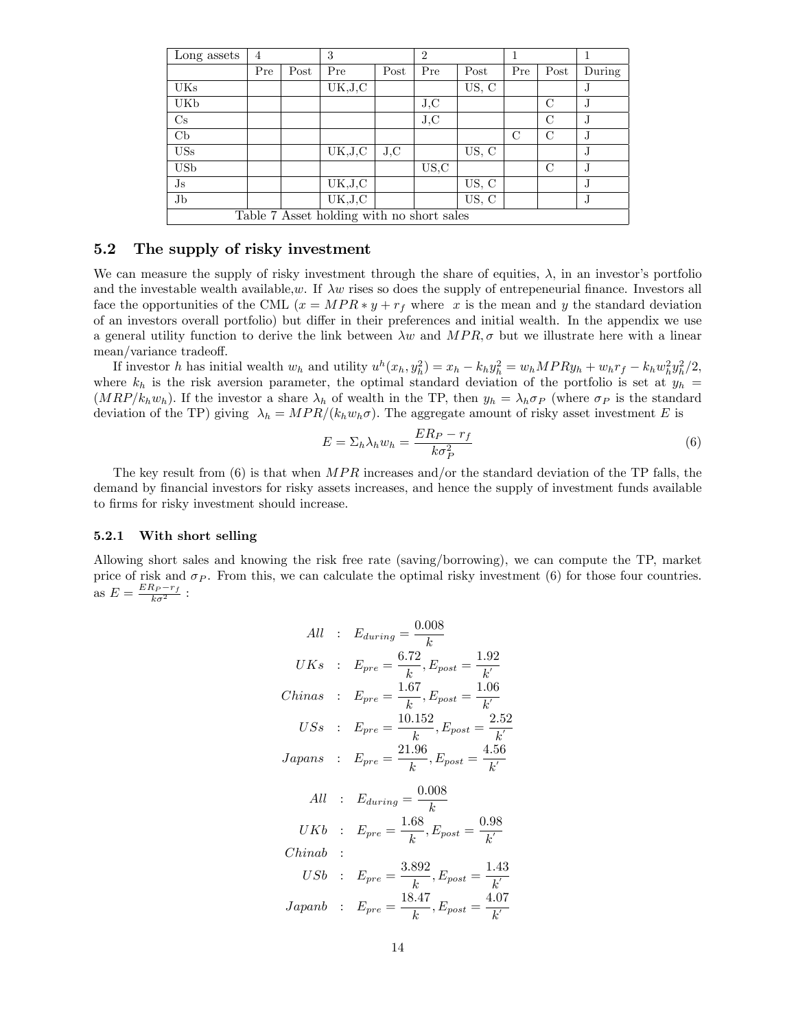| Long assets | 4 | | 3 | | 2 | | 1 | | 1 |
|---|---|---|---|---|---|---|---|---|---|
| | Pre | Post | Pre | Post | Pre | Post | Pre | Post | During |
| UKs | | | UK,J,C | | | US, C | | | J |
| UKb | | | | | J,C | | | C | J |
| Cs | | | | | J,C | | | C | J |
| Cb | | | | | | | C | C | J |
| USs | | | UK,J,C | J,C | | US, C | | | J |
| USb | | | | | US,C | | | C | J |
| Js | | | UK,J,C | | | US, C | | | J |
| Jb | | | UK,J,C | | | US, C | | | J |

Table 7 Asset holding with no short sales

## 5.2 The supply of risky investment

We can measure the supply of risky investment through the share of equities, $\lambda$, in an investor's portfolio and the investable wealth available,$w$. If $\lambda w$ rises so does the supply of entrepeneurial finance. Investors all face the opportunities of the CML ($x = MPR * y + r_f$ where $x$ is the mean and $y$ the standard deviation of an investors overall portfolio) but differ in their preferences and initial wealth. In the appendix we use a general utility function to derive the link between $\lambda w$ and $MPR, \sigma$ but we illustrate here with a linear mean/variance tradeoff.

If investor $h$ has initial wealth $w_h$ and utility $u^h(x_h, y_h^2) = x_h - k_h y_h^2 = w_h MPR y_h + w_h r_f - k_h w_h^2 y_h^2/2$, where $k_h$ is the risk aversion parameter, the optimal standard deviation of the portfolio is set at $y_h = (MRP/k_h w_h)$. If the investor a share $\lambda_h$ of wealth in the TP, then $y_h = \lambda_h \sigma_P$ (where $\sigma_P$ is the standard deviation of the TP) giving $\lambda_h = MPR/(k_h w_h \sigma)$. The aggregate amount of risky asset investment $E$ is

$$E = \Sigma_h \lambda_h w_h = \frac{ER_P - r_f}{k\sigma_P^2} \tag{6}$$

The key result from (6) is that when $MPR$ increases and/or the standard deviation of the TP falls, the demand by financial investors for risky assets increases, and hence the supply of investment funds available to firms for risky investment should increase.

### 5.2.1 With short selling

Allowing short sales and knowing the risk free rate (saving/borrowing), we can compute the TP, market price of risk and $\sigma_P$. From this, we can calculate the optimal risky investment (6) for those four countries. as $E = \frac{ER_P - r_f}{k\sigma^2}$ :

$$\begin{aligned}
All &: \quad E_{during} = \frac{0.008}{k} \\
UKs &: \quad E_{pre} = \frac{6.72}{k}, E_{post} = \frac{1.92}{k'} \\
Chinas &: \quad E_{pre} = \frac{1.67}{k}, E_{post} = \frac{1.06}{k'} \\
USs &: \quad E_{pre} = \frac{10.152}{k}, E_{post} = \frac{2.52}{k'} \\
Japans &: \quad E_{pre} = \frac{21.96}{k}, E_{post} = \frac{4.56}{k'}
\end{aligned}$$

$$\begin{aligned}
All &: \quad E_{during} = \frac{0.008}{k} \\
UKb &: \quad E_{pre} = \frac{1.68}{k}, E_{post} = \frac{0.98}{k'} \\
Chinab &: \\
USb &: \quad E_{pre} = \frac{3.892}{k}, E_{post} = \frac{1.43}{k'} \\
Japanb &: \quad E_{pre} = \frac{18.47}{k}, E_{post} = \frac{4.07}{k'}
\end{aligned}$$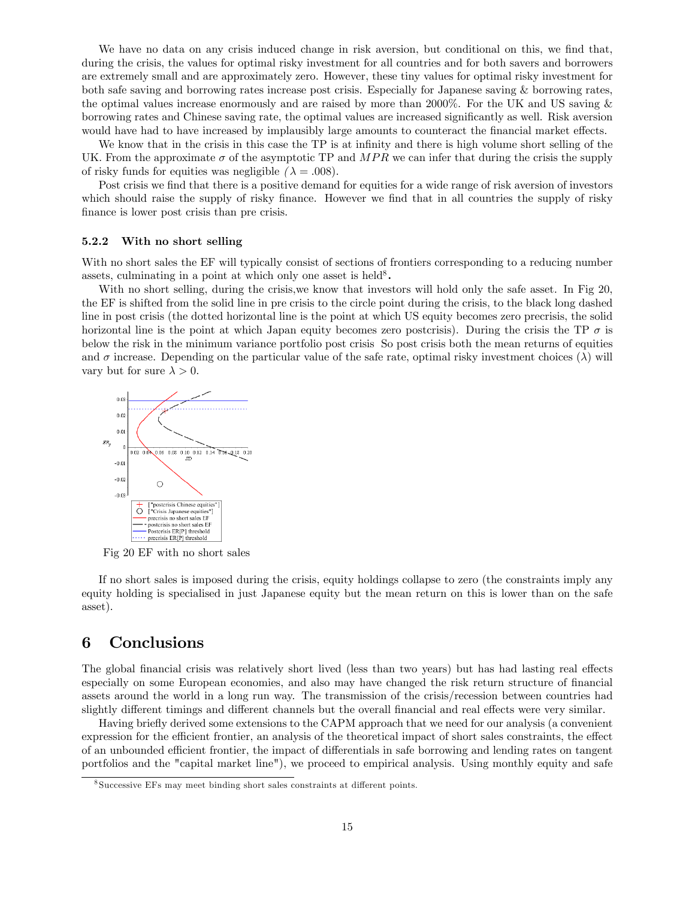We have no data on any crisis induced change in risk aversion, but conditional on this, we find that, during the crisis, the values for optimal risky investment for all countries and for both savers and borrowers are extremely small and are approximately zero. However, these tiny values for optimal risky investment for both safe saving and borrowing rates increase post crisis. Especially for Japanese saving & borrowing rates, the optimal values increase enormously and are raised by more than 2000%. For the UK and US saving & borrowing rates and Chinese saving rate, the optimal values are increased significantly as well. Risk aversion would have had to have increased by implausibly large amounts to counteract the financial market effects.

We know that in the crisis in this case the TP is at infinity and there is high volume short selling of the UK. From the approximate $\sigma$ of the asymptotic TP and $MPR$ we can infer that during the crisis the supply of risky funds for equities was negligible ($\lambda = .008$).

Post crisis we find that there is a positive demand for equities for a wide range of risk aversion of investors which should raise the supply of risky finance. However we find that in all countries the supply of risky finance is lower post crisis than pre crisis.

### 5.2.2 With no short selling

With no short sales the EF will typically consist of sections of frontiers corresponding to a reducing number assets, culminating in a point at which only one asset is held[8].

With no short selling, during the crisis,we know that investors will hold only the safe asset. In Fig 20, the EF is shifted from the solid line in pre crisis to the circle point during the crisis, to the black long dashed line in post crisis (the dotted horizontal line is the point at which US equity becomes zero precrisis, the solid horizontal line is the point at which Japan equity becomes zero postcrisis). During the crisis the TP $\sigma$ is below the risk in the minimum variance portfolio post crisis So post crisis both the mean returns of equities and $\sigma$ increase. Depending on the particular value of the safe rate, optimal risky investment choices ($\lambda$) will vary but for sure $\lambda > 0$.

Fig 20 EF with no short sales

If no short sales is imposed during the crisis, equity holdings collapse to zero (the constraints imply any equity holding is specialised in just Japanese equity but the mean return on this is lower than on the safe asset).

# 6 Conclusions

The global financial crisis was relatively short lived (less than two years) but has had lasting real effects especially on some European economies, and also may have changed the risk return structure of financial assets around the world in a long run way. The transmission of the crisis/recession between countries had slightly different timings and different channels but the overall financial and real effects were very similar.

Having briefly derived some extensions to the CAPM approach that we need for our analysis (a convenient expression for the efficient frontier, an analysis of the theoretical impact of short sales constraints, the effect of an unbounded efficient frontier, the impact of differentials in safe borrowing and lending rates on tangent portfolios and the "capital market line"), we proceed to empirical analysis. Using monthly equity and safe

[8] Successive EFs may meet binding short sales constraints at different points.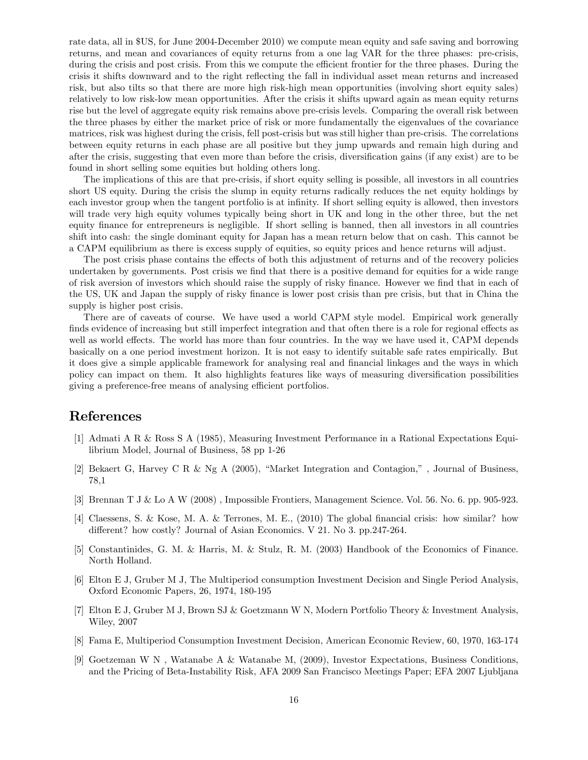rate data, all in $US, for June 2004-December 2010) we compute mean equity and safe saving and borrowing returns, and mean and covariances of equity returns from a one lag VAR for the three phases: pre-crisis, during the crisis and post crisis. From this we compute the efficient frontier for the three phases. During the crisis it shifts downward and to the right reflecting the fall in individual asset mean returns and increased risk, but also tilts so that there are more high risk-high mean opportunities (involving short equity sales) relatively to low risk-low mean opportunities. After the crisis it shifts upward again as mean equity returns rise but the level of aggregate equity risk remains above pre-crisis levels. Comparing the overall risk between the three phases by either the market price of risk or more fundamentally the eigenvalues of the covariance matrices, risk was highest during the crisis, fell post-crisis but was still higher than pre-crisis. The correlations between equity returns in each phase are all positive but they jump upwards and remain high during and after the crisis, suggesting that even more than before the crisis, diversification gains (if any exist) are to be found in short selling some equities but holding others long.

The implications of this are that pre-crisis, if short equity selling is possible, all investors in all countries short US equity. During the crisis the slump in equity returns radically reduces the net equity holdings by each investor group when the tangent portfolio is at infinity. If short selling equity is allowed, then investors will trade very high equity volumes typically being short in UK and long in the other three, but the net equity finance for entrepreneurs is negligible. If short selling is banned, then all investors in all countries shift into cash: the single dominant equity for Japan has a mean return below that on cash. This cannot be a CAPM equilibrium as there is excess supply of equities, so equity prices and hence returns will adjust.

The post crisis phase contains the effects of both this adjustment of returns and of the recovery policies undertaken by governments. Post crisis we find that there is a positive demand for equities for a wide range of risk aversion of investors which should raise the supply of risky finance. However we find that in each of the US, UK and Japan the supply of risky finance is lower post crisis than pre crisis, but that in China the supply is higher post crisis.

There are of caveats of course. We have used a world CAPM style model. Empirical work generally finds evidence of increasing but still imperfect integration and that often there is a role for regional effects as well as world effects. The world has more than four countries. In the way we have used it, CAPM depends basically on a one period investment horizon. It is not easy to identify suitable safe rates empirically. But it does give a simple applicable framework for analysing real and financial linkages and the ways in which policy can impact on them. It also highlights features like ways of measuring diversification possibilities giving a preference-free means of analysing efficient portfolios.

## References

[1] Admati A R & Ross S A (1985), Measuring Investment Performance in a Rational Expectations Equilibrium Model, Journal of Business, 58 pp 1-26

[2] Bekaert G, Harvey C R & Ng A (2005), "Market Integration and Contagion," , Journal of Business, 78,1

[3] Brennan T J & Lo A W (2008) , Impossible Frontiers, Management Science. Vol. 56. No. 6. pp. 905-923.

[4] Claessens, S. & Kose, M. A. & Terrones, M. E., (2010) The global financial crisis: how similar? how different? how costly? Journal of Asian Economics. V 21. No 3. pp.247-264.

[5] Constantinides, G. M. & Harris, M. & Stulz, R. M. (2003) Handbook of the Economics of Finance. North Holland.

[6] Elton E J, Gruber M J, The Multiperiod consumption Investment Decision and Single Period Analysis, Oxford Economic Papers, 26, 1974, 180-195

[7] Elton E J, Gruber M J, Brown SJ & Goetzmann W N, Modern Portfolio Theory & Investment Analysis, Wiley, 2007

[8] Fama E, Multiperiod Consumption Investment Decision, American Economic Review, 60, 1970, 163-174

[9] Goetzeman W N , Watanabe A & Watanabe M, (2009), Investor Expectations, Business Conditions, and the Pricing of Beta-Instability Risk, AFA 2009 San Francisco Meetings Paper; EFA 2007 Ljubljana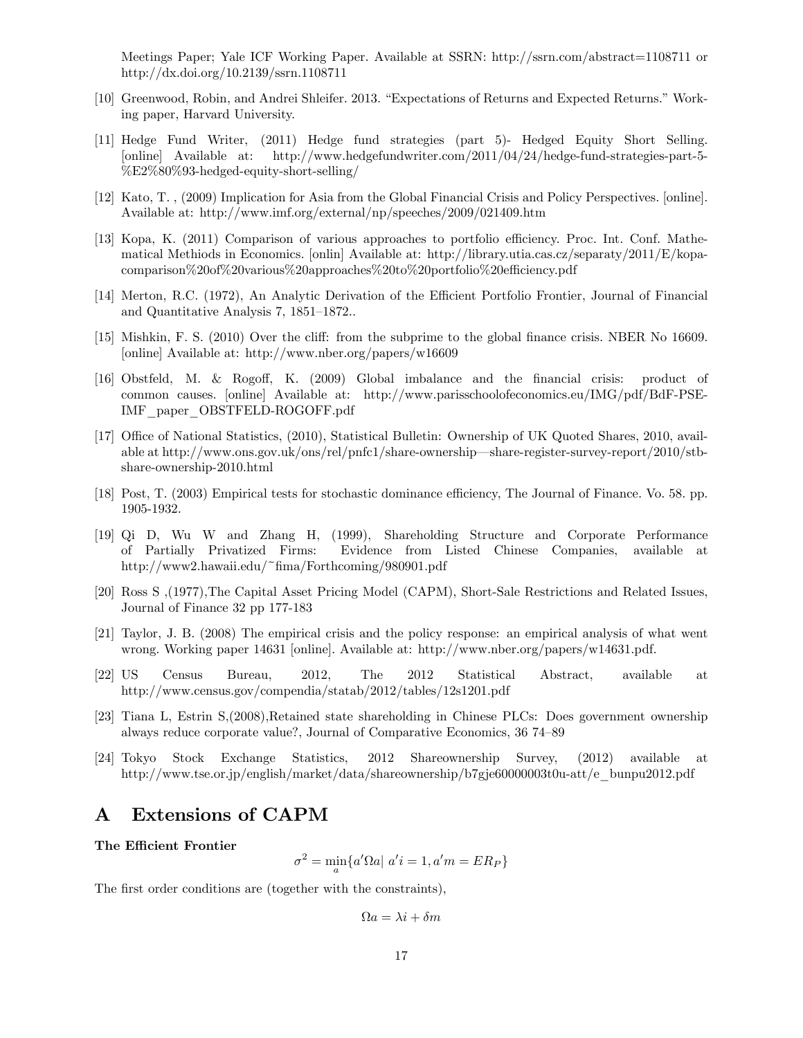Meetings Paper; Yale ICF Working Paper. Available at SSRN: http://ssrn.com/abstract=1108711 or http://dx.doi.org/10.2139/ssrn.1108711

[10] Greenwood, Robin, and Andrei Shleifer. 2013. "Expectations of Returns and Expected Returns." Working paper, Harvard University.

[11] Hedge Fund Writer, (2011) Hedge fund strategies (part 5)- Hedged Equity Short Selling. [online] Available at: http://www.hedgefundwriter.com/2011/04/24/hedge-fund-strategies-part-5-%E2%80%93-hedged-equity-short-selling/

[12] Kato, T. , (2009) Implication for Asia from the Global Financial Crisis and Policy Perspectives. [online]. Available at: http://www.imf.org/external/np/speeches/2009/021409.htm

[13] Kopa, K. (2011) Comparison of various approaches to portfolio efficiency. Proc. Int. Conf. Mathematical Methiods in Economics. [onlin] Available at: http://library.utia.cas.cz/separaty/2011/E/kopa-comparison%20of%20various%20approaches%20to%20portfolio%20efficiency.pdf

[14] Merton, R.C. (1972), An Analytic Derivation of the Efficient Portfolio Frontier, Journal of Financial and Quantitative Analysis 7, 1851–1872..

[15] Mishkin, F. S. (2010) Over the cliff: from the subprime to the global finance crisis. NBER No 16609. [online] Available at: http://www.nber.org/papers/w16609

[16] Obstfeld, M. & Rogoff, K. (2009) Global imbalance and the financial crisis: product of common causes. [online] Available at: http://www.parisschoolofeconomics.eu/IMG/pdf/BdF-PSE-IMF_paper_OBSTFELD-ROGOFF.pdf

[17] Office of National Statistics, (2010), Statistical Bulletin: Ownership of UK Quoted Shares, 2010, available at http://www.ons.gov.uk/ons/rel/pnfc1/share-ownership—share-register-survey-report/2010/stb-share-ownership-2010.html

[18] Post, T. (2003) Empirical tests for stochastic dominance efficiency, The Journal of Finance. Vo. 58. pp. 1905-1932.

[19] Qi D, Wu W and Zhang H, (1999), Shareholding Structure and Corporate Performance of Partially Privatized Firms: Evidence from Listed Chinese Companies, available at http://www2.hawaii.edu/~fima/Forthcoming/980901.pdf

[20] Ross S ,(1977),The Capital Asset Pricing Model (CAPM), Short-Sale Restrictions and Related Issues, Journal of Finance 32 pp 177-183

[21] Taylor, J. B. (2008) The empirical crisis and the policy response: an empirical analysis of what went wrong. Working paper 14631 [online]. Available at: http://www.nber.org/papers/w14631.pdf.

[22] US Census Bureau, 2012, The 2012 Statistical Abstract, available at http://www.census.gov/compendia/statab/2012/tables/12s1201.pdf

[23] Tiana L, Estrin S,(2008),Retained state shareholding in Chinese PLCs: Does government ownership always reduce corporate value?, Journal of Comparative Economics, 36 74–89

[24] Tokyo Stock Exchange Statistics, 2012 Shareownership Survey, (2012) available at http://www.tse.or.jp/english/market/data/shareownership/b7gje60000003t0u-att/e_bunpu2012.pdf

# A Extensions of CAPM

**The Efficient Frontier**

$$\sigma^2 = \min_a \{a'\Omega a | \; a'i = 1, a'm = ER_P\}$$

The first order conditions are (together with the constraints),

$$\Omega a = \lambda i + \delta m$$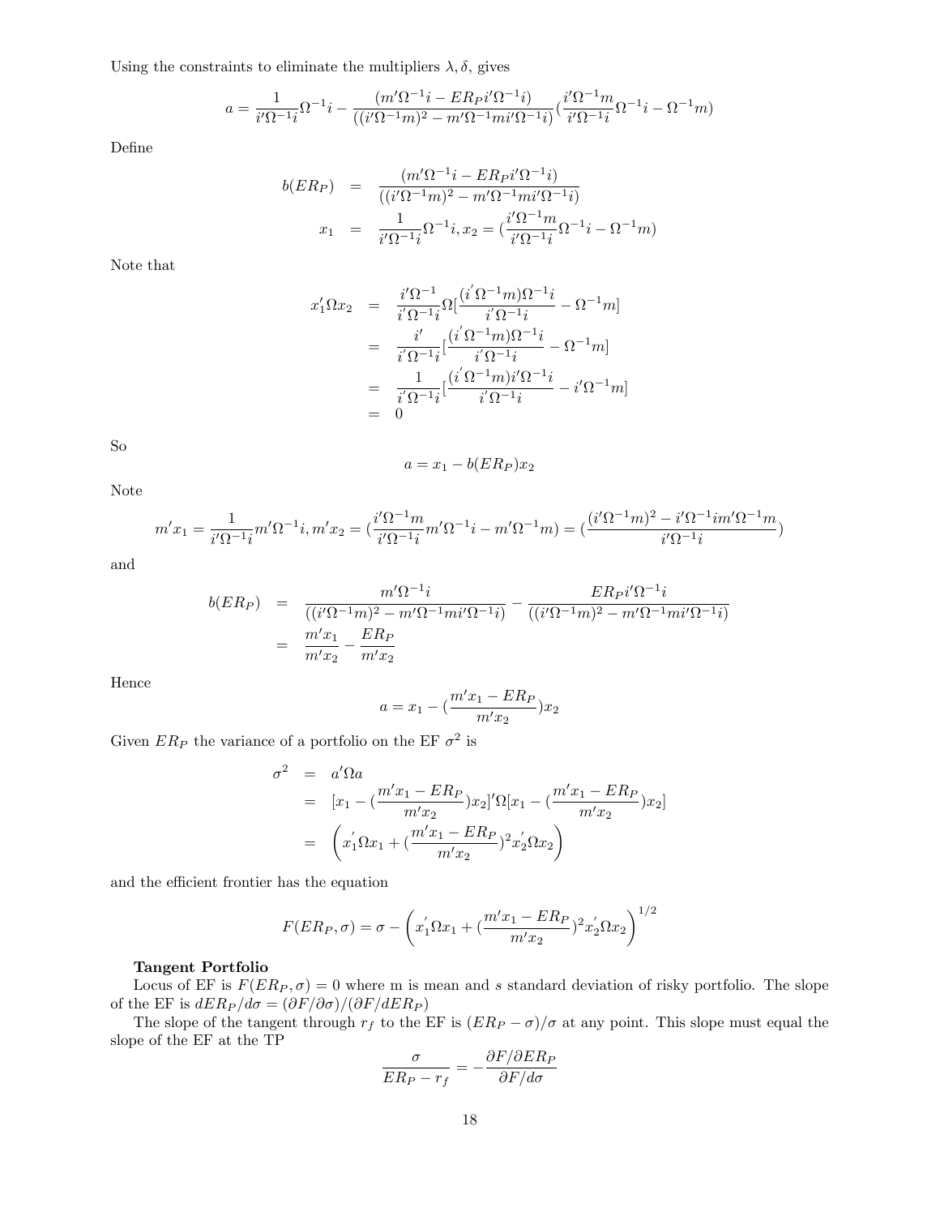Using the constraints to eliminate the multipliers $\lambda, \delta$, gives

$$a = \frac{1}{i'\Omega^{-1}i}\Omega^{-1}i - \frac{(m'\Omega^{-1}i - ER_P i'\Omega^{-1}i)}{((i'\Omega^{-1}m)^2 - m'\Omega^{-1}mi'\Omega^{-1}i)}\left(\frac{i'\Omega^{-1}m}{i'\Omega^{-1}i}\Omega^{-1}i - \Omega^{-1}m\right)$$

Define

$$\begin{aligned}
b(ER_P) &= \frac{(m'\Omega^{-1}i - ER_P i'\Omega^{-1}i)}{((i'\Omega^{-1}m)^2 - m'\Omega^{-1}mi'\Omega^{-1}i)} \\
x_1 &= \frac{1}{i'\Omega^{-1}i}\Omega^{-1}i, x_2 = \left(\frac{i'\Omega^{-1}m}{i'\Omega^{-1}i}\Omega^{-1}i - \Omega^{-1}m\right)
\end{aligned}$$

Note that

$$\begin{aligned}
x_1'\Omega x_2 &= \frac{i'\Omega^{-1}}{i'\Omega^{-1}i}\Omega\left[\frac{(i'\Omega^{-1}m)\Omega^{-1}i}{i'\Omega^{-1}i} - \Omega^{-1}m\right] \\
&= \frac{i'}{i'\Omega^{-1}i}\left[\frac{(i'\Omega^{-1}m)\Omega^{-1}i}{i'\Omega^{-1}i} - \Omega^{-1}m\right] \\
&= \frac{1}{i'\Omega^{-1}i}\left[\frac{(i'\Omega^{-1}m)i'\Omega^{-1}i}{i'\Omega^{-1}i} - i'\Omega^{-1}m\right] \\
&= 0
\end{aligned}$$

So

$$a = x_1 - b(ER_P)x_2$$

Note

$$m'x_1 = \frac{1}{i'\Omega^{-1}i}m'\Omega^{-1}i, m'x_2 = \left(\frac{i'\Omega^{-1}m}{i'\Omega^{-1}i}m'\Omega^{-1}i - m'\Omega^{-1}m\right) = \left(\frac{(i'\Omega^{-1}m)^2 - i'\Omega^{-1}im'\Omega^{-1}m}{i'\Omega^{-1}i}\right)$$

and

$$\begin{aligned}
b(ER_P) &= \frac{m'\Omega^{-1}i}{((i'\Omega^{-1}m)^2 - m'\Omega^{-1}mi'\Omega^{-1}i)} - \frac{ER_P i'\Omega^{-1}i}{((i'\Omega^{-1}m)^2 - m'\Omega^{-1}mi'\Omega^{-1}i)} \\
&= \frac{m'x_1}{m'x_2} - \frac{ER_P}{m'x_2}
\end{aligned}$$

Hence

$$a = x_1 - \left(\frac{m'x_1 - ER_P}{m'x_2}\right)x_2$$

Given $ER_P$ the variance of a portfolio on the EF $\sigma^2$ is

$$\begin{aligned}
\sigma^2 &= a'\Omega a \\
&= \left[x_1 - \left(\frac{m'x_1 - ER_P}{m'x_2}\right)x_2\right]'\Omega\left[x_1 - \left(\frac{m'x_1 - ER_P}{m'x_2}\right)x_2\right] \\
&= \left(x_1'\Omega x_1 + \left(\frac{m'x_1 - ER_P}{m'x_2}\right)^2 x_2'\Omega x_2\right)
\end{aligned}$$

and the efficient frontier has the equation

$$F(ER_P, \sigma) = \sigma - \left(x_1'\Omega x_1 + \left(\frac{m'x_1 - ER_P}{m'x_2}\right)^2 x_2'\Omega x_2\right)^{1/2}$$

**Tangent Portfolio**

Locus of EF is $F(ER_P, \sigma) = 0$ where m is mean and $s$ standard deviation of risky portfolio. The slope of the EF is $dER_P/d\sigma = (\partial F/\partial\sigma)/(\partial F/dER_P)$

The slope of the tangent through $r_f$ to the EF is $(ER_P - \sigma)/\sigma$ at any point. This slope must equal the slope of the EF at the TP

$$\frac{\sigma}{ER_P - r_f} = -\frac{\partial F/\partial ER_P}{\partial F/d\sigma}$$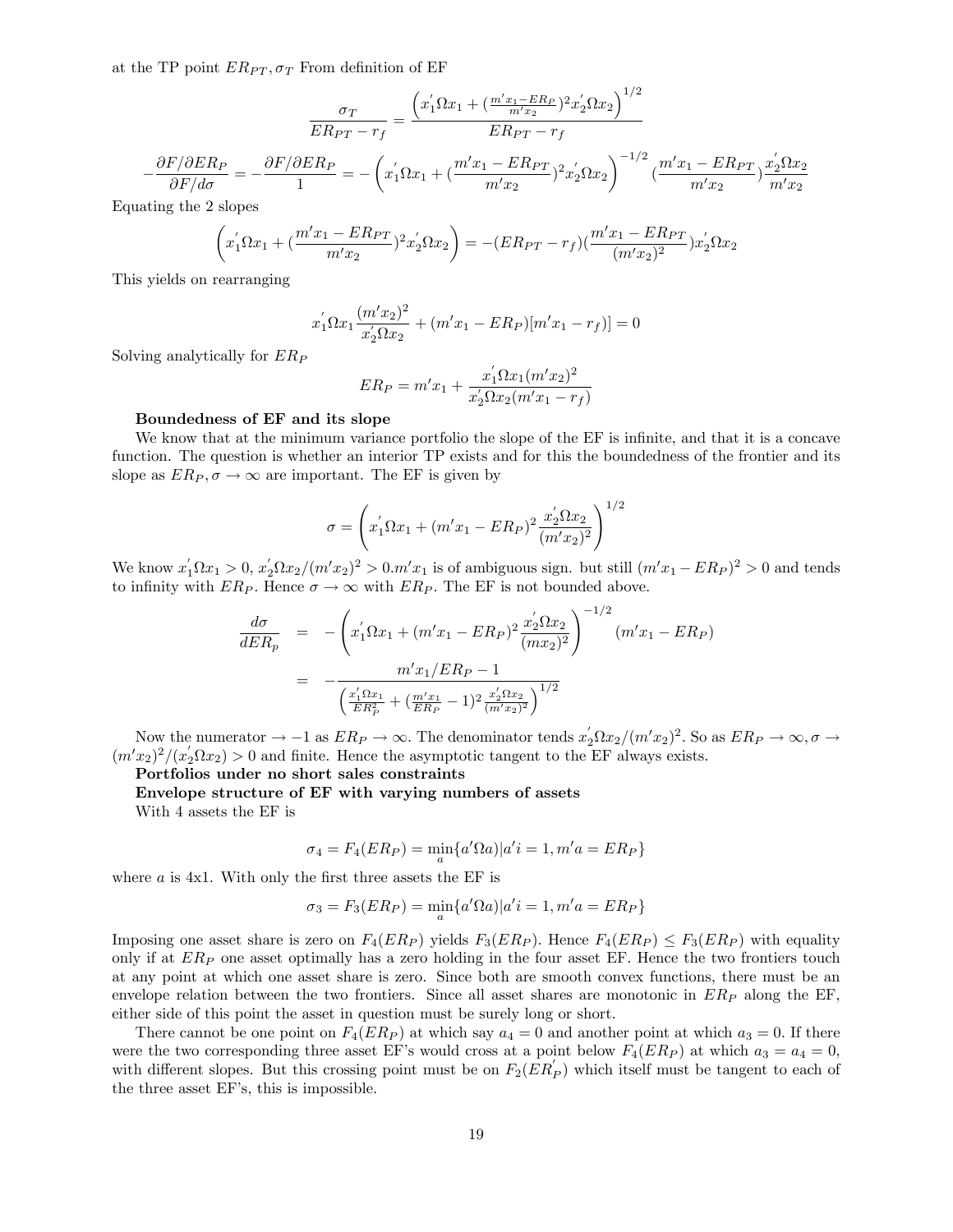at the TP point $ER_{PT}, \sigma_T$ From definition of EF

$$\frac{\sigma_T}{ER_{PT} - r_f} = \frac{\left(x_1^{'}\Omega x_1 + (\frac{m'x_1 - ER_P}{m'x_2})^2 x_2^{'}\Omega x_2\right)^{1/2}}{ER_{PT} - r_f}$$

$$-\frac{\partial F/\partial ER_P}{\partial F/d\sigma} = -\frac{\partial F/\partial ER_P}{1} = -\left(x_1^{'}\Omega x_1 + (\frac{m'x_1 - ER_{PT}}{m'x_2})^2 x_2^{'}\Omega x_2\right)^{-1/2}(\frac{m'x_1 - ER_{PT}}{m'x_2})\frac{x_2^{'}\Omega x_2}{m'x_2}$$

Equating the 2 slopes

$$\left(x_1^{'}\Omega x_1 + (\frac{m'x_1 - ER_{PT}}{m'x_2})^2 x_2^{'}\Omega x_2\right) = -(ER_{PT} - r_f)(\frac{m'x_1 - ER_{PT}}{(m'x_2)^2})x_2^{'}\Omega x_2$$

This yields on rearranging

$$x_1^{'}\Omega x_1 \frac{(m'x_2)^2}{x_2^{'}\Omega x_2} + (m'x_1 - ER_P)[m'x_1 - r_f)] = 0$$

Solving analytically for $ER_P$

$$ER_P = m'x_1 + \frac{x_1^{'}\Omega x_1 (m'x_2)^2}{x_2^{'}\Omega x_2 (m'x_1 - r_f)}$$

**Boundedness of EF and its slope**

We know that at the minimum variance portfolio the slope of the EF is infinite, and that it is a concave function. The question is whether an interior TP exists and for this the boundedness of the frontier and its slope as $ER_P, \sigma \to \infty$ are important. The EF is given by

$$\sigma = \left(x_1^{'}\Omega x_1 + (m'x_1 - ER_P)^2 \frac{x_2^{'}\Omega x_2}{(m'x_2)^2}\right)^{1/2}$$

We know $x_1^{'}\Omega x_1 > 0$, $x_2^{'}\Omega x_2/(m'x_2)^2 > 0. m'x_1$ is of ambiguous sign. but still $(m'x_1 - ER_P)^2 > 0$ and tends to infinity with $ER_P$. Hence $\sigma \to \infty$ with $ER_P$. The EF is not bounded above.

$$\begin{aligned}
\frac{d\sigma}{dER_p} &= -\left(x_1^{'}\Omega x_1 + (m'x_1 - ER_P)^2 \frac{x_2^{'}\Omega x_2}{(mx_2)^2}\right)^{-1/2}(m'x_1 - ER_P) \\
&= -\frac{m'x_1/ER_P - 1}{\left(\frac{x_1^{'}\Omega x_1}{ER_P^2} + (\frac{m'x_1}{ER_P} - 1)^2 \frac{x_2^{'}\Omega x_2}{(m'x_2)^2}\right)^{1/2}}
\end{aligned}$$

Now the numerator $\to -1$ as $ER_P \to \infty$. The denominator tends $x_2^{'}\Omega x_2/(m'x_2)^2$. So as $ER_P \to \infty, \sigma \to (m'x_2)^2/(x_2^{'}\Omega x_2) > 0$ and finite. Hence the asymptotic tangent to the EF always exists.

**Portfolios under no short sales constraints**

**Envelope structure of EF with varying numbers of assets**

With 4 assets the EF is

$$\sigma_4 = F_4(ER_P) = \min_a\{a'\Omega a)|a'i = 1, m'a = ER_P\}$$

where $a$ is 4x1. With only the first three assets the EF is

$$\sigma_3 = F_3(ER_P) = \min_a\{a'\Omega a)|a'i = 1, m'a = ER_P\}$$

Imposing one asset share is zero on $F_4(ER_P)$ yields $F_3(ER_P)$. Hence $F_4(ER_P) \leq F_3(ER_P)$ with equality only if at $ER_P$ one asset optimally has a zero holding in the four asset EF. Hence the two frontiers touch at any point at which one asset share is zero. Since both are smooth convex functions, there must be an envelope relation between the two frontiers. Since all asset shares are monotonic in $ER_P$ along the EF, either side of this point the asset in question must be surely long or short.

There cannot be one point on $F_4(ER_P)$ at which say $a_4 = 0$ and another point at which $a_3 = 0$. If there were the two corresponding three asset EF's would cross at a point below $F_4(ER_P)$ at which $a_3 = a_4 = 0$, with different slopes. But this crossing point must be on $F_2(ER_P^{'})$ which itself must be tangent to each of the three asset EF's, this is impossible.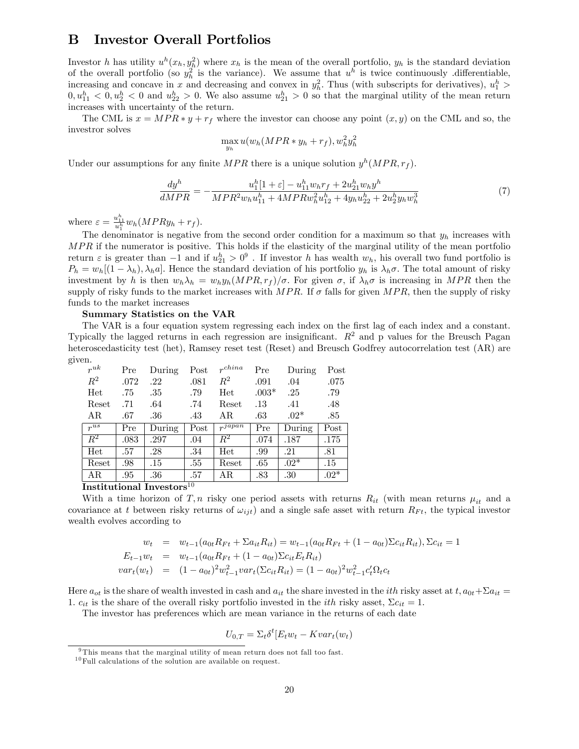## B Investor Overall Portfolios

Investor $h$ has utility $u^h(x_h, y_h^2)$ where $x_h$ is the mean of the overall portfolio, $y_h$ is the standard deviation of the overall portfolio (so $y_h^2$ is the variance). We assume that $u^h$ is twice continuously .differentiable, increasing and concave in $x$ and decreasing and convex in $y_h^2$. Thus (with subscripts for derivatives), $u_1^h > 0, u_{11}^h < 0, u_2^h < 0$ and $u_{22}^h > 0$. We also assume $u_{21}^h > 0$ so that the marginal utility of the mean return increases with uncertainty of the return.

The CML is $x = MPR * y + r_f$ where the investor can choose any point $(x, y)$ on the CML and so, the investror solves

$$\max_{y_h} u(w_h(MPR * y_h + r_f), w_h^2 y_h^2$$

Under our assumptions for any finite $MPR$ there is a unique solution $y^h(MPR, r_f)$.

$$\frac{dy^h}{dMPR} = -\frac{u_1^h[1+\varepsilon] - u_{11}^h w_h r_f + 2u_{21}^h w_h y^h}{MPR^2 w_h u_{11}^h + 4MPR w_h^2 u_{12}^h + 4y_h u_{22}^h + 2u_2^h y_h w_h^3} \tag{7}$$

where $\varepsilon = \frac{u_{11}^h}{u_1^h} w_h(MPR y_h + r_f)$.

The denominator is negative from the second order condition for a maximum so that $y_h$ increases with $MPR$ if the numerator is positive. This holds if the elasticity of the marginal utility of the mean portfolio return $\varepsilon$ is greater than $-1$ and if $u_{21}^h > 0$[9] . If investor $h$ has wealth $w_h$, his overall two fund portfolio is $P_h = w_h[(1-\lambda_h), \lambda_h a]$. Hence the standard deviation of his portfolio $y_h$ is $\lambda_h \sigma$. The total amount of risky investment by $h$ is then $w_h \lambda_h = w_h y_h(MPR, r_f)/\sigma$. For given $\sigma$, if $\lambda_h \sigma$ is increasing in $MPR$ then the supply of risky funds to the market increases with $MPR$. If $\sigma$ falls for given $MPR$, then the supply of risky funds to the market increases

**Summary Statistics on the VAR**

The VAR is a four equation system regressing each index on the first lag of each index and a constant. Typically the lagged returns in each regression are insignificant. $R^2$ and p values for the Breusch Pagan heteroscedasticity test (het), Ramsey reset test (Reset) and Breusch Godfrey autocorrelation test (AR) are given.

| $r^{uk}$ | Pre | During | Post | $r^{china}$ | Pre | During | Post |
|---|---|---|---|---|---|---|---|
| $R^2$ | .072 | .22 | .081 | $R^2$ | .091 | .04 | .075 |
| Het | .75 | .35 | .79 | Het | .003* | .25 | .79 |
| Reset | .71 | .64 | .74 | Reset | .13 | .41 | .48 |
| AR | .67 | .36 | .43 | AR | .63 | .02* | .85 |
| $r^{us}$ | Pre | During | Post | $r^{japan}$ | Pre | During | Post |
| $R^2$ | .083 | .297 | .04 | $R^2$ | .074 | .187 | .175 |
| Het | .57 | .28 | .34 | Het | .99 | .21 | .81 |
| Reset | .98 | .15 | .55 | Reset | .65 | .02* | .15 |
| AR | .95 | .36 | .57 | AR | .83 | .30 | .02* |

**Institutional Investors**[10]

With a time horizon of $T, n$ risky one period assets with returns $R_{it}$ (with mean returns $\mu_{it}$ and a covariance at $t$ between risky returns of $\omega_{ijt}$) and a single safe asset with return $R_{Ft}$, the typical investor wealth evolves according to

$$\begin{aligned}
w_t &= w_{t-1}(a_{0t}R_{Ft} + \Sigma a_{it}R_{it}) = w_{t-1}(a_{0t}R_{Ft} + (1-a_{0t})\Sigma c_{it}R_{it}), \Sigma c_{it} = 1 \\
E_{t-1}w_t &= w_{t-1}(a_{0t}R_{Ft} + (1-a_{0t})\Sigma c_{it}E_t R_{it}) \\
var_t(w_t) &= (1-a_{0t})^2 w_{t-1}^2 var_t(\Sigma c_{it}R_{it}) = (1-a_{0t})^2 w_{t-1}^2 c_t' \Omega_t c_t
\end{aligned}$$

Here $a_{ot}$ is the share of wealth invested in cash and $a_{it}$ the share invested in the $ith$ risky asset at $t, a_{0t} + \Sigma a_{it} = 1$. $c_{it}$ is the share of the overall risky portfolio invested in the $ith$ risky asset, $\Sigma c_{it} = 1$.

The investor has preferences which are mean variance in the returns of each date

$$U_{0,T} = \Sigma_t \delta^t [E_t w_t - K var_t(w_t)$$

[9] This means that the marginal utility of mean return does not fall too fast.

[10] Full calculations of the solution are available on request.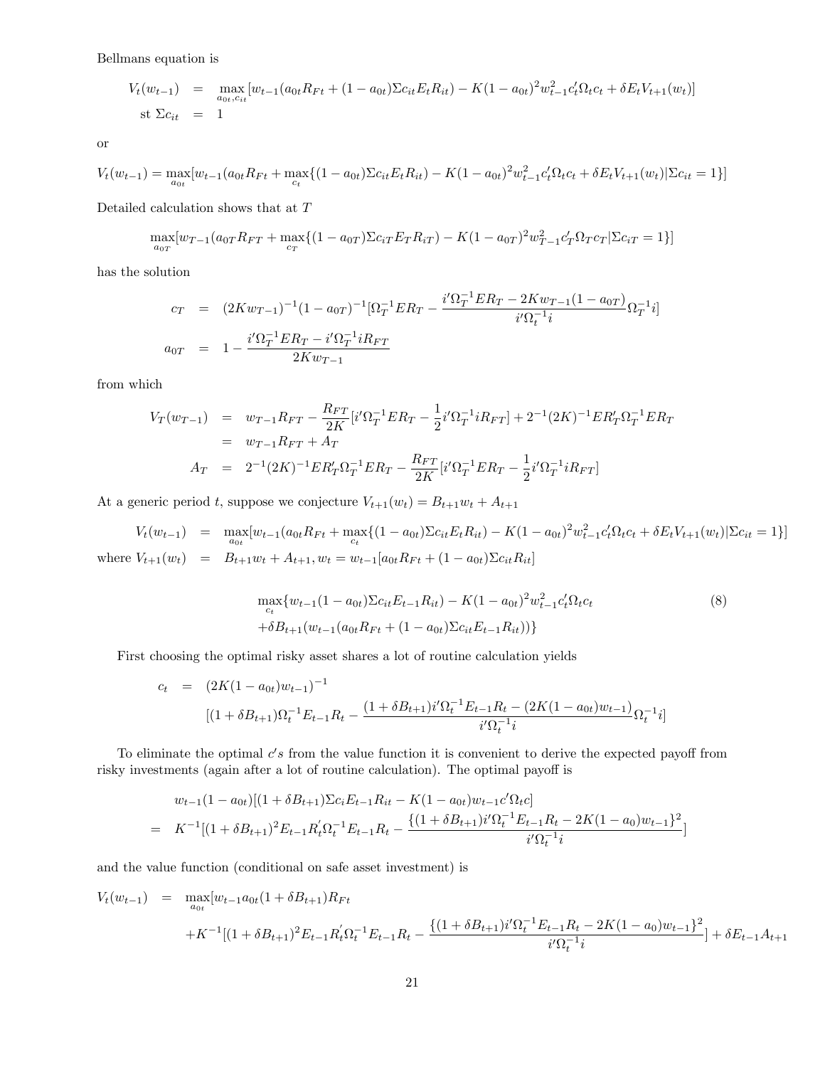Bellmans equation is

$$
\begin{aligned}
V_t(w_{t-1}) &= \max_{a_{0t}, c_{it}} [w_{t-1}(a_{0t}R_{Ft} + (1-a_{0t})\Sigma c_{it}E_tR_{it}) - K(1-a_{0t})^2 w_{t-1}^2 c_t'\Omega_t c_t + \delta E_t V_{t+1}(w_t)] \\
\text{st } \Sigma c_{it} &= 1
\end{aligned}
$$

or

$$
V_t(w_{t-1}) = \max_{a_{0t}}[w_{t-1}(a_{0t}R_{Ft} + \max_{c_t}\{(1-a_{0t})\Sigma c_{it}E_tR_{it}) - K(1-a_{0t})^2 w_{t-1}^2 c_t'\Omega_t c_t + \delta E_t V_{t+1}(w_t)|\Sigma c_{it} = 1\}]
$$

Detailed calculation shows that at $T$

$$
\max_{a_{0T}}[w_{T-1}(a_{0T}R_{FT} + \max_{c_T}\{(1-a_{0T})\Sigma c_{iT}E_TR_{iT}) - K(1-a_{0T})^2 w_{T-1}^2 c_T'\Omega_T c_T|\Sigma c_{iT} = 1\}]
$$

has the solution

$$
\begin{aligned}
c_T &= (2Kw_{T-1})^{-1}(1-a_{0T})^{-1}[\Omega_T^{-1}ER_T - \frac{i'\Omega_T^{-1}ER_T - 2Kw_{T-1}(1-a_{0T})}{i'\Omega_t^{-1}i}\Omega_T^{-1}i] \\
a_{0T} &= 1 - \frac{i'\Omega_T^{-1}ER_T - i'\Omega_T^{-1}iR_{FT}}{2Kw_{T-1}}
\end{aligned}
$$

from which

$$
\begin{aligned}
V_T(w_{T-1}) &= w_{T-1}R_{FT} - \frac{R_{FT}}{2K}[i'\Omega_T^{-1}ER_T - \frac{1}{2}i'\Omega_T^{-1}iR_{FT}] + 2^{-1}(2K)^{-1}ER_T'\Omega_T^{-1}ER_T \\
&= w_{T-1}R_{FT} + A_T \\
A_T &= 2^{-1}(2K)^{-1}ER_T'\Omega_T^{-1}ER_T - \frac{R_{FT}}{2K}[i'\Omega_T^{-1}ER_T - \frac{1}{2}i'\Omega_T^{-1}iR_{FT}]
\end{aligned}
$$

At a generic period $t$, suppose we conjecture $V_{t+1}(w_t) = B_{t+1}w_t + A_{t+1}$

$$
\begin{aligned}
V_t(w_{t-1}) &= \max_{a_{0t}}[w_{t-1}(a_{0t}R_{Ft} + \max_{c_t}\{(1-a_{0t})\Sigma c_{it}E_tR_{it}) - K(1-a_{0t})^2 w_{t-1}^2 c_t'\Omega_t c_t + \delta E_t V_{t+1}(w_t)|\Sigma c_{it} = 1\}] \\
\text{where } V_{t+1}(w_t) &= B_{t+1}w_t + A_{t+1}, w_t = w_{t-1}[a_{0t}R_{Ft} + (1-a_{0t})\Sigma c_{it}R_{it}]
\end{aligned}
$$

$$
\begin{aligned}
&\max_{c_t}\{w_{t-1}(1-a_{0t})\Sigma c_{it}E_{t-1}R_{it}) - K(1-a_{0t})^2 w_{t-1}^2 c_t'\Omega_t c_t \\
&+\delta B_{t+1}(w_{t-1}(a_{0t}R_{Ft} + (1-a_{0t})\Sigma c_{it}E_{t-1}R_{it}))\}
\end{aligned} \tag{8}
$$

First choosing the optimal risky asset shares a lot of routine calculation yields

$$
\begin{aligned}
c_t &= (2K(1-a_{0t})w_{t-1})^{-1} \\
&\quad [(1+\delta B_{t+1})\Omega_t^{-1}E_{t-1}R_t - \frac{(1+\delta B_{t+1})i'\Omega_t^{-1}E_{t-1}R_t - (2K(1-a_{0t})w_{t-1})}{i'\Omega_t^{-1}i}\Omega_t^{-1}i]
\end{aligned}
$$

To eliminate the optimal $c's$ from the value function it is convenient to derive the expected payoff from risky investments (again after a lot of routine calculation). The optimal payoff is

$$
\begin{aligned}
&w_{t-1}(1-a_{0t})[(1+\delta B_{t+1})\Sigma c_i E_{t-1}R_{it} - K(1-a_{0t})w_{t-1}c'\Omega_t c] \\
= \; &K^{-1}[(1+\delta B_{t+1})^2 E_{t-1}R_t'\Omega_t^{-1}E_{t-1}R_t - \frac{\{(1+\delta B_{t+1})i'\Omega_t^{-1}E_{t-1}R_t - 2K(1-a_0)w_{t-1}\}^2}{i'\Omega_t^{-1}i}]
\end{aligned}
$$

and the value function (conditional on safe asset investment) is

$$
\begin{aligned}
V_t(w_{t-1}) = \; &\max_{a_{0t}}[w_{t-1}a_{0t}(1+\delta B_{t+1})R_{Ft} \\
&+K^{-1}[(1+\delta B_{t+1})^2 E_{t-1}R_t'\Omega_t^{-1}E_{t-1}R_t - \frac{\{(1+\delta B_{t+1})i'\Omega_t^{-1}E_{t-1}R_t - 2K(1-a_0)w_{t-1}\}^2}{i'\Omega_t^{-1}i}] + \delta E_{t-1}A_{t+1}
\end{aligned}
$$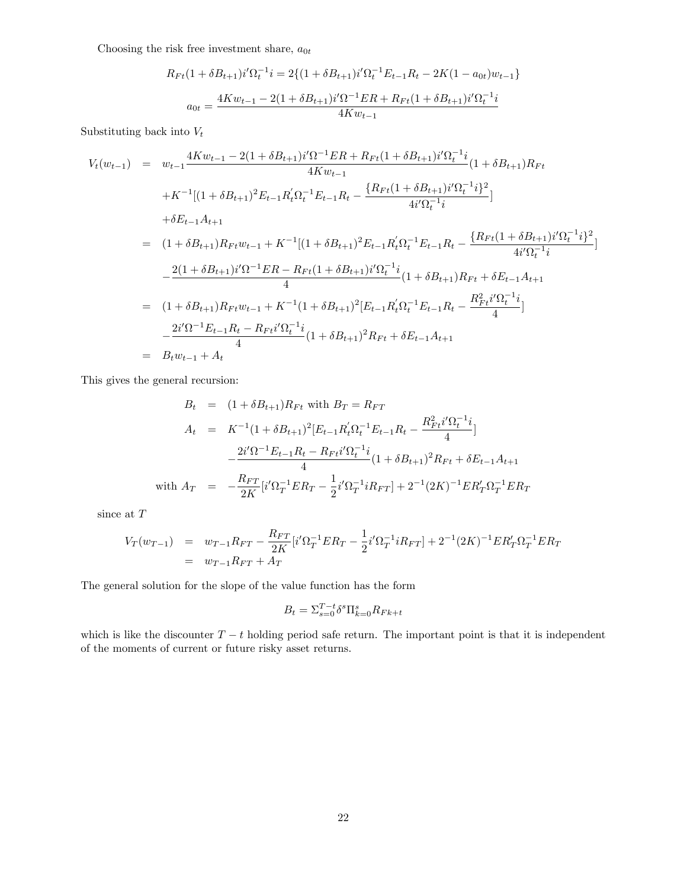Choosing the risk free investment share, $a_{0t}$

$$R_{Ft}(1+\delta B_{t+1})i'\Omega_t^{-1}i = 2\{(1+\delta B_{t+1})i'\Omega_t^{-1}E_{t-1}R_t - 2K(1-a_{0t})w_{t-1}\}$$

$$a_{0t} = \frac{4Kw_{t-1} - 2(1+\delta B_{t+1})i'\Omega^{-1}ER + R_{Ft}(1+\delta B_{t+1})i'\Omega_t^{-1}i}{4Kw_{t-1}}$$

Substituting back into $V_t$

$$\begin{aligned}
V_t(w_{t-1}) &= w_{t-1}\frac{4Kw_{t-1} - 2(1+\delta B_{t+1})i'\Omega^{-1}ER + R_{Ft}(1+\delta B_{t+1})i'\Omega_t^{-1}i}{4Kw_{t-1}}(1+\delta B_{t+1})R_{Ft} \\
&\quad + K^{-1}[(1+\delta B_{t+1})^2 E_{t-1}R_t^{'}\Omega_t^{-1}E_{t-1}R_t - \frac{\{R_{Ft}(1+\delta B_{t+1})i'\Omega_t^{-1}i\}^2}{4i'\Omega_t^{-1}i}] \\
&\quad + \delta E_{t-1}A_{t+1} \\
&= (1+\delta B_{t+1})R_{Ft}w_{t-1} + K^{-1}[(1+\delta B_{t+1})^2 E_{t-1}R_t^{'}\Omega_t^{-1}E_{t-1}R_t - \frac{\{R_{Ft}(1+\delta B_{t+1})i'\Omega_t^{-1}i\}^2}{4i'\Omega_t^{-1}i}] \\
&\quad - \frac{2(1+\delta B_{t+1})i'\Omega^{-1}ER - R_{Ft}(1+\delta B_{t+1})i'\Omega_t^{-1}i}{4}(1+\delta B_{t+1})R_{Ft} + \delta E_{t-1}A_{t+1} \\
&= (1+\delta B_{t+1})R_{Ft}w_{t-1} + K^{-1}(1+\delta B_{t+1})^2[E_{t-1}R_t^{'}\Omega_t^{-1}E_{t-1}R_t - \frac{R_{Ft}^2 i'\Omega_t^{-1}i}{4}] \\
&\quad - \frac{2i'\Omega^{-1}E_{t-1}R_t - R_{Ft}i'\Omega_t^{-1}i}{4}(1+\delta B_{t+1})^2 R_{Ft} + \delta E_{t-1}A_{t+1} \\
&= B_t w_{t-1} + A_t
\end{aligned}$$

This gives the general recursion:

$$\begin{aligned}
B_t &= (1+\delta B_{t+1})R_{Ft} \text{ with } B_T = R_{FT} \\
A_t &= K^{-1}(1+\delta B_{t+1})^2[E_{t-1}R_t^{'}\Omega_t^{-1}E_{t-1}R_t - \frac{R_{Ft}^2 i'\Omega_t^{-1}i}{4}] \\
&\quad - \frac{2i'\Omega^{-1}E_{t-1}R_t - R_{Ft}i'\Omega_t^{-1}i}{4}(1+\delta B_{t+1})^2 R_{Ft} + \delta E_{t-1}A_{t+1} \\
\text{with } A_T &= -\frac{R_{FT}}{2K}[i'\Omega_T^{-1}ER_T - \frac{1}{2}i'\Omega_T^{-1}iR_{FT}] + 2^{-1}(2K)^{-1}ER_T'\Omega_T^{-1}ER_T
\end{aligned}$$

since at $T$

$$\begin{aligned}
V_T(w_{T-1}) &= w_{T-1}R_{FT} - \frac{R_{FT}}{2K}[i'\Omega_T^{-1}ER_T - \frac{1}{2}i'\Omega_T^{-1}iR_{FT}] + 2^{-1}(2K)^{-1}ER_T'\Omega_T^{-1}ER_T \\
&= w_{T-1}R_{FT} + A_T
\end{aligned}$$

The general solution for the slope of the value function has the form

$$B_t = \Sigma_{s=0}^{T-t}\delta^s \Pi_{k=0}^{s} R_{Fk+t}$$

which is like the discounter $T-t$ holding period safe return. The important point is that it is independent of the moments of current or future risky asset returns.